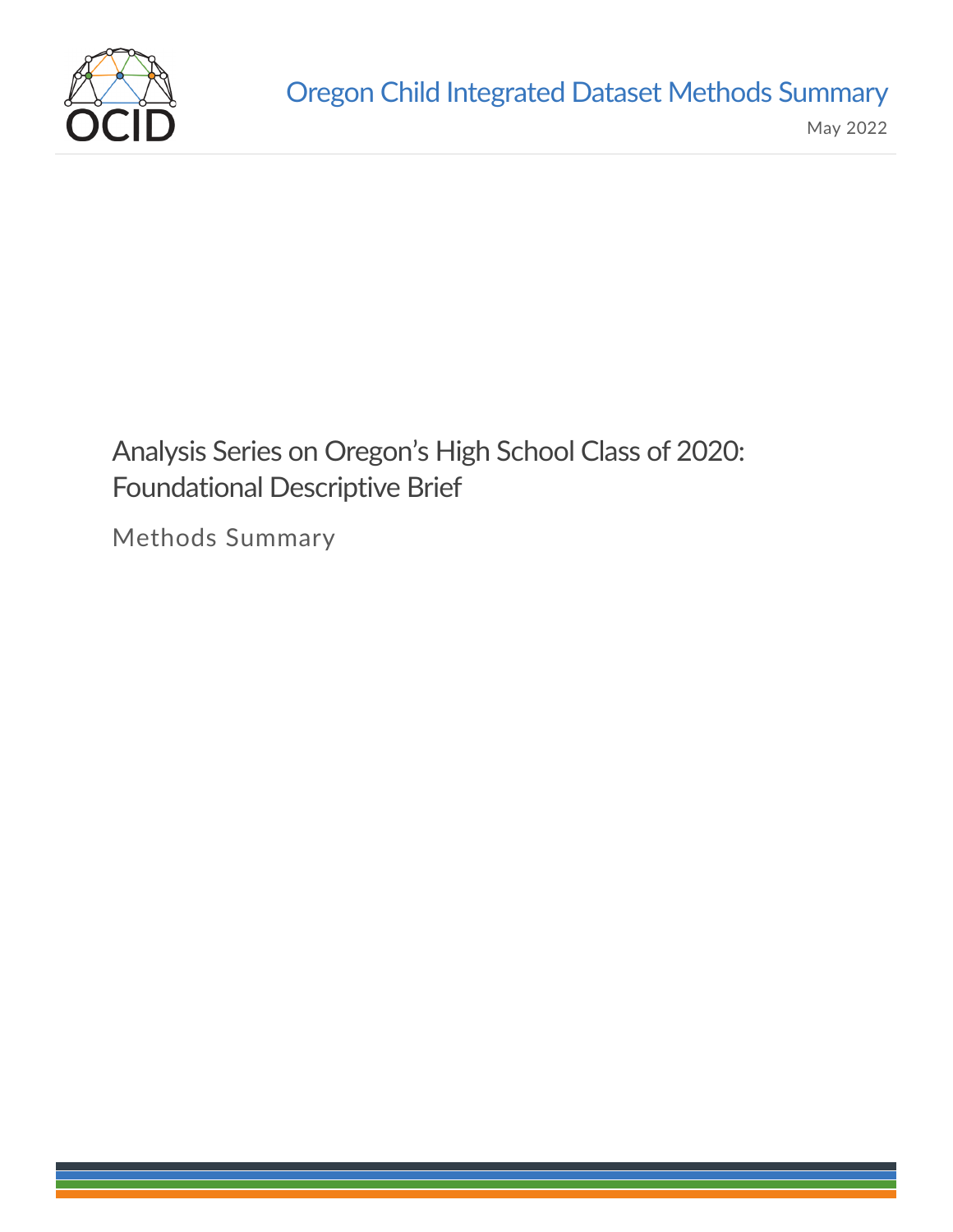OCID

Oregon Child Integrated Dataset Methods Summary

May 2022

# Analysis Series on Oregon's High School Class of 2020: Foundational Descriptive Brief

## Methods Summary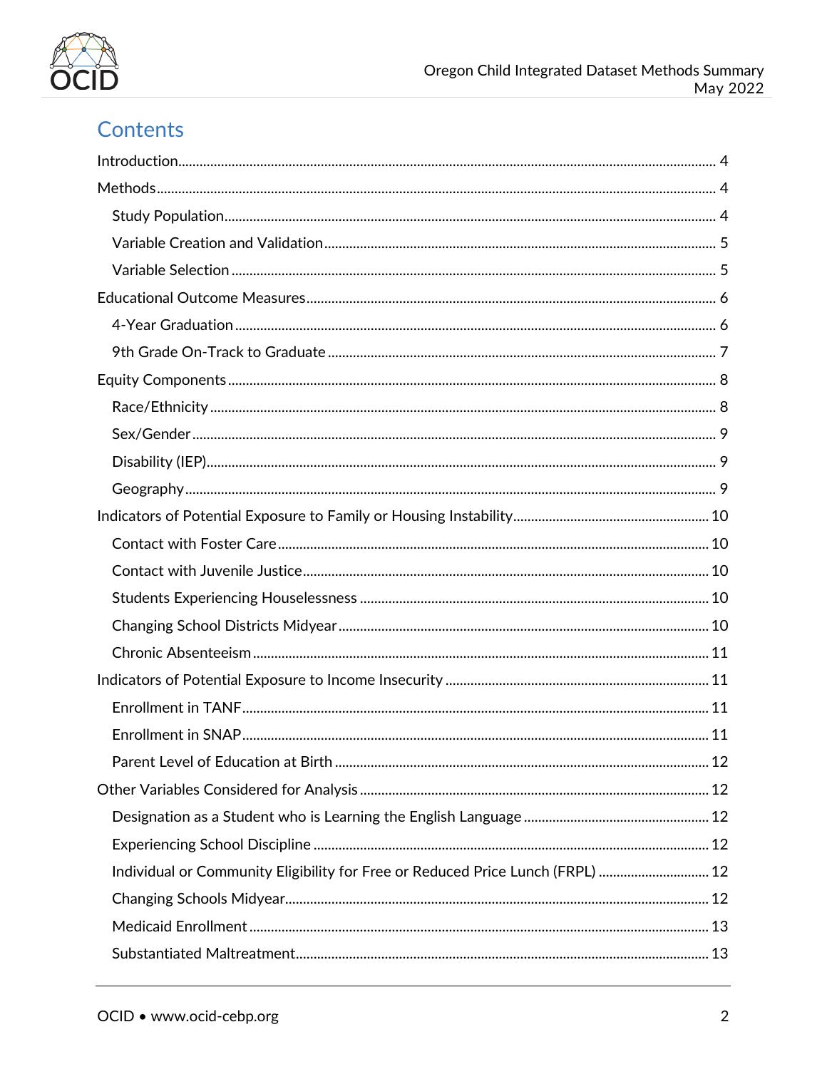# Contents

- Introduction .... 4
- Methods .... 4
  - Study Population .... 4
  - Variable Creation and Validation .... 5
  - Variable Selection .... 5
- Educational Outcome Measures .... 6
  - 4-Year Graduation .... 6
  - 9th Grade On-Track to Graduate .... 7
- Equity Components .... 8
  - Race/Ethnicity .... 8
  - Sex/Gender .... 9
  - Disability (IEP) .... 9
  - Geography .... 9
- Indicators of Potential Exposure to Family or Housing Instability .... 10
  - Contact with Foster Care .... 10
  - Contact with Juvenile Justice .... 10
  - Students Experiencing Houselessness .... 10
  - Changing School Districts Midyear .... 10
  - Chronic Absenteeism .... 11
- Indicators of Potential Exposure to Income Insecurity .... 11
  - Enrollment in TANF .... 11
  - Enrollment in SNAP .... 11
  - Parent Level of Education at Birth .... 12
- Other Variables Considered for Analysis .... 12
  - Designation as a Student who is Learning the English Language .... 12
  - Experiencing School Discipline .... 12
  - Individual or Community Eligibility for Free or Reduced Price Lunch (FRPL) .... 12
  - Changing Schools Midyear .... 12
  - Medicaid Enrollment .... 13
  - Substantiated Maltreatment .... 13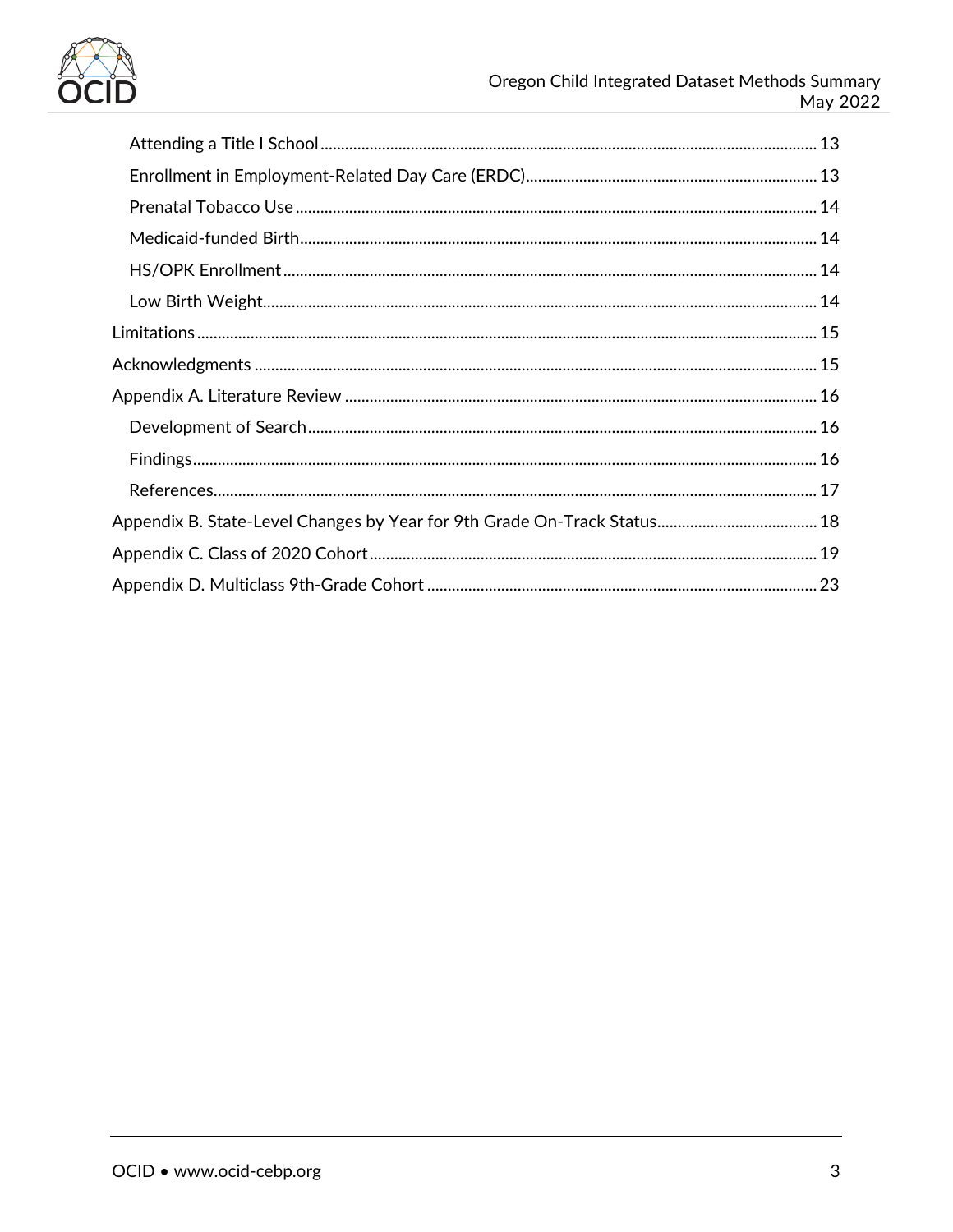- Attending a Title I School ... 13
- Enrollment in Employment-Related Day Care (ERDC) ... 13
- Prenatal Tobacco Use ... 14
- Medicaid-funded Birth ... 14
- HS/OPK Enrollment ... 14
- Low Birth Weight ... 14

Limitations ... 15

Acknowledgments ... 15

Appendix A. Literature Review ... 16

- Development of Search ... 16
- Findings ... 16
- References ... 17

Appendix B. State-Level Changes by Year for 9th Grade On-Track Status ... 18

Appendix C. Class of 2020 Cohort ... 19

Appendix D. Multiclass 9th-Grade Cohort ... 23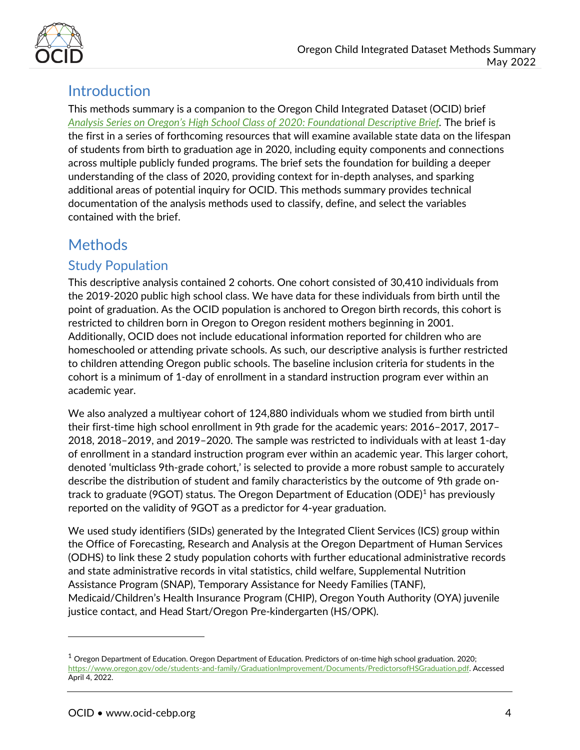# Introduction

This methods summary is a companion to the Oregon Child Integrated Dataset (OCID) brief *Analysis Series on Oregon's High School Class of 2020: Foundational Descriptive Brief*. The brief is the first in a series of forthcoming resources that will examine available state data on the lifespan of students from birth to graduation age in 2020, including equity components and connections across multiple publicly funded programs. The brief sets the foundation for building a deeper understanding of the class of 2020, providing context for in-depth analyses, and sparking additional areas of potential inquiry for OCID. This methods summary provides technical documentation of the analysis methods used to classify, define, and select the variables contained with the brief.

# Methods

## Study Population

This descriptive analysis contained 2 cohorts. One cohort consisted of 30,410 individuals from the 2019-2020 public high school class. We have data for these individuals from birth until the point of graduation. As the OCID population is anchored to Oregon birth records, this cohort is restricted to children born in Oregon to Oregon resident mothers beginning in 2001. Additionally, OCID does not include educational information reported for children who are homeschooled or attending private schools. As such, our descriptive analysis is further restricted to children attending Oregon public schools. The baseline inclusion criteria for students in the cohort is a minimum of 1-day of enrollment in a standard instruction program ever within an academic year.

We also analyzed a multiyear cohort of 124,880 individuals whom we studied from birth until their first-time high school enrollment in 9th grade for the academic years: 2016–2017, 2017–2018, 2018–2019, and 2019–2020. The sample was restricted to individuals with at least 1-day of enrollment in a standard instruction program ever within an academic year. This larger cohort, denoted 'multiclass 9th-grade cohort,' is selected to provide a more robust sample to accurately describe the distribution of student and family characteristics by the outcome of 9th grade on-track to graduate (9GOT) status. The Oregon Department of Education (ODE)[1] has previously reported on the validity of 9GOT as a predictor for 4-year graduation.

We used study identifiers (SIDs) generated by the Integrated Client Services (ICS) group within the Office of Forecasting, Research and Analysis at the Oregon Department of Human Services (ODHS) to link these 2 study population cohorts with further educational administrative records and state administrative records in vital statistics, child welfare, Supplemental Nutrition Assistance Program (SNAP), Temporary Assistance for Needy Families (TANF), Medicaid/Children's Health Insurance Program (CHIP), Oregon Youth Authority (OYA) juvenile justice contact, and Head Start/Oregon Pre-kindergarten (HS/OPK).

---

[1] Oregon Department of Education. Oregon Department of Education. Predictors of on-time high school graduation. 2020; https://www.oregon.gov/ode/students-and-family/GraduationImprovement/Documents/PredictorsofHSGraduation.pdf. Accessed April 4, 2022.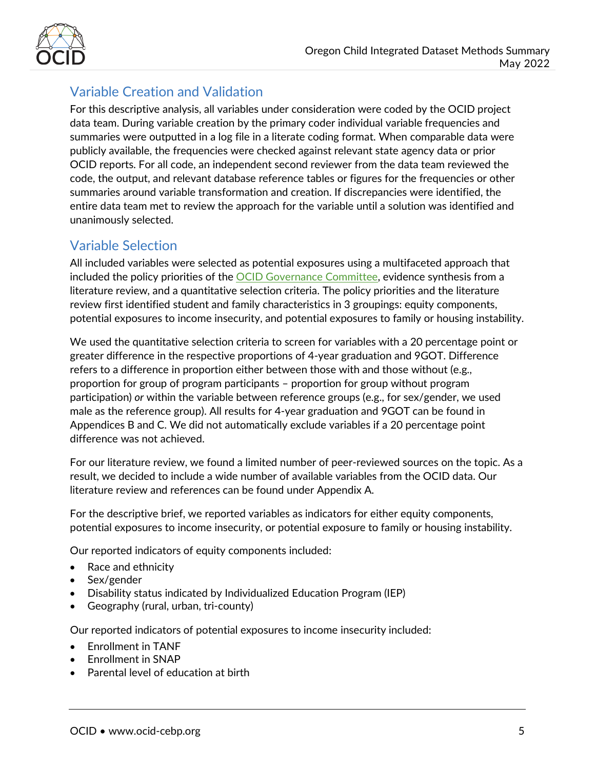## Variable Creation and Validation

For this descriptive analysis, all variables under consideration were coded by the OCID project data team. During variable creation by the primary coder individual variable frequencies and summaries were outputted in a log file in a literate coding format. When comparable data were publicly available, the frequencies were checked against relevant state agency data or prior OCID reports. For all code, an independent second reviewer from the data team reviewed the code, the output, and relevant database reference tables or figures for the frequencies or other summaries around variable transformation and creation. If discrepancies were identified, the entire data team met to review the approach for the variable until a solution was identified and unanimously selected.

## Variable Selection

All included variables were selected as potential exposures using a multifaceted approach that included the policy priorities of the OCID Governance Committee, evidence synthesis from a literature review, and a quantitative selection criteria. The policy priorities and the literature review first identified student and family characteristics in 3 groupings: equity components, potential exposures to income insecurity, and potential exposures to family or housing instability.

We used the quantitative selection criteria to screen for variables with a 20 percentage point or greater difference in the respective proportions of 4-year graduation and 9GOT. Difference refers to a difference in proportion either between those with and those without (e.g., proportion for group of program participants – proportion for group without program participation) *or* within the variable between reference groups (e.g., for sex/gender, we used male as the reference group). All results for 4-year graduation and 9GOT can be found in Appendices B and C. We did not automatically exclude variables if a 20 percentage point difference was not achieved.

For our literature review, we found a limited number of peer-reviewed sources on the topic. As a result, we decided to include a wide number of available variables from the OCID data. Our literature review and references can be found under Appendix A.

For the descriptive brief, we reported variables as indicators for either equity components, potential exposures to income insecurity, or potential exposure to family or housing instability.

Our reported indicators of equity components included:

- Race and ethnicity
- Sex/gender
- Disability status indicated by Individualized Education Program (IEP)
- Geography (rural, urban, tri-county)

Our reported indicators of potential exposures to income insecurity included:

- Enrollment in TANF
- Enrollment in SNAP
- Parental level of education at birth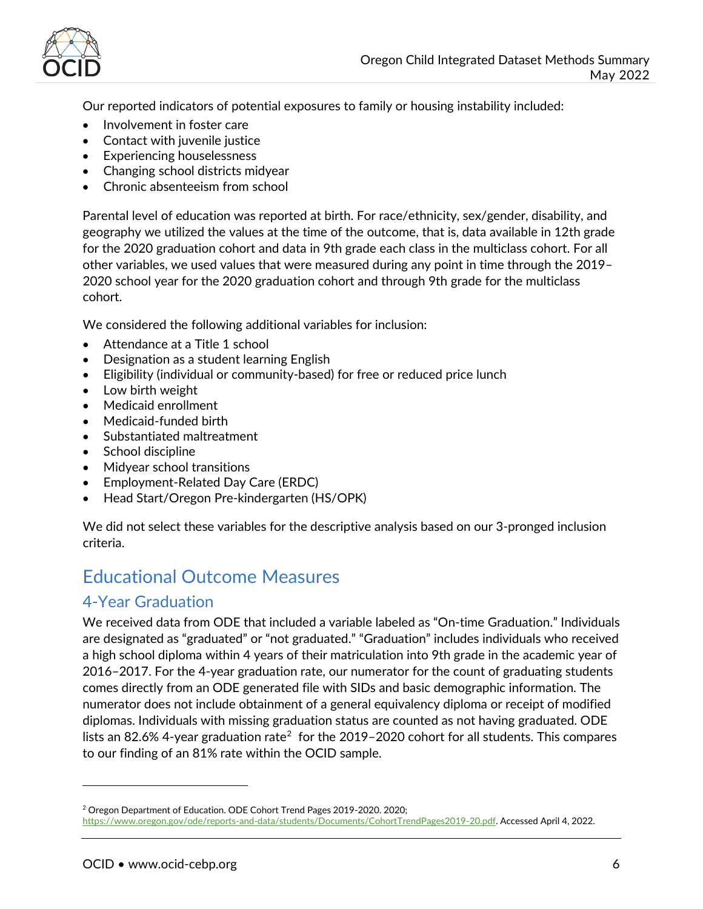Our reported indicators of potential exposures to family or housing instability included:

- Involvement in foster care
- Contact with juvenile justice
- Experiencing houselessness
- Changing school districts midyear
- Chronic absenteeism from school

Parental level of education was reported at birth. For race/ethnicity, sex/gender, disability, and geography we utilized the values at the time of the outcome, that is, data available in 12th grade for the 2020 graduation cohort and data in 9th grade each class in the multiclass cohort. For all other variables, we used values that were measured during any point in time through the 2019–2020 school year for the 2020 graduation cohort and through 9th grade for the multiclass cohort.

We considered the following additional variables for inclusion:

- Attendance at a Title 1 school
- Designation as a student learning English
- Eligibility (individual or community-based) for free or reduced price lunch
- Low birth weight
- Medicaid enrollment
- Medicaid-funded birth
- Substantiated maltreatment
- School discipline
- Midyear school transitions
- Employment-Related Day Care (ERDC)
- Head Start/Oregon Pre-kindergarten (HS/OPK)

We did not select these variables for the descriptive analysis based on our 3-pronged inclusion criteria.

## Educational Outcome Measures

### 4-Year Graduation

We received data from ODE that included a variable labeled as "On-time Graduation." Individuals are designated as "graduated" or "not graduated." "Graduation" includes individuals who received a high school diploma within 4 years of their matriculation into 9th grade in the academic year of 2016–2017. For the 4-year graduation rate, our numerator for the count of graduating students comes directly from an ODE generated file with SIDs and basic demographic information. The numerator does not include obtainment of a general equivalency diploma or receipt of modified diplomas. Individuals with missing graduation status are counted as not having graduated. ODE lists an 82.6% 4-year graduation rate[2] for the 2019–2020 cohort for all students. This compares to our finding of an 81% rate within the OCID sample.

---

[2] Oregon Department of Education. ODE Cohort Trend Pages 2019-2020. 2020; https://www.oregon.gov/ode/reports-and-data/students/Documents/CohortTrendPages2019-20.pdf. Accessed April 4, 2022.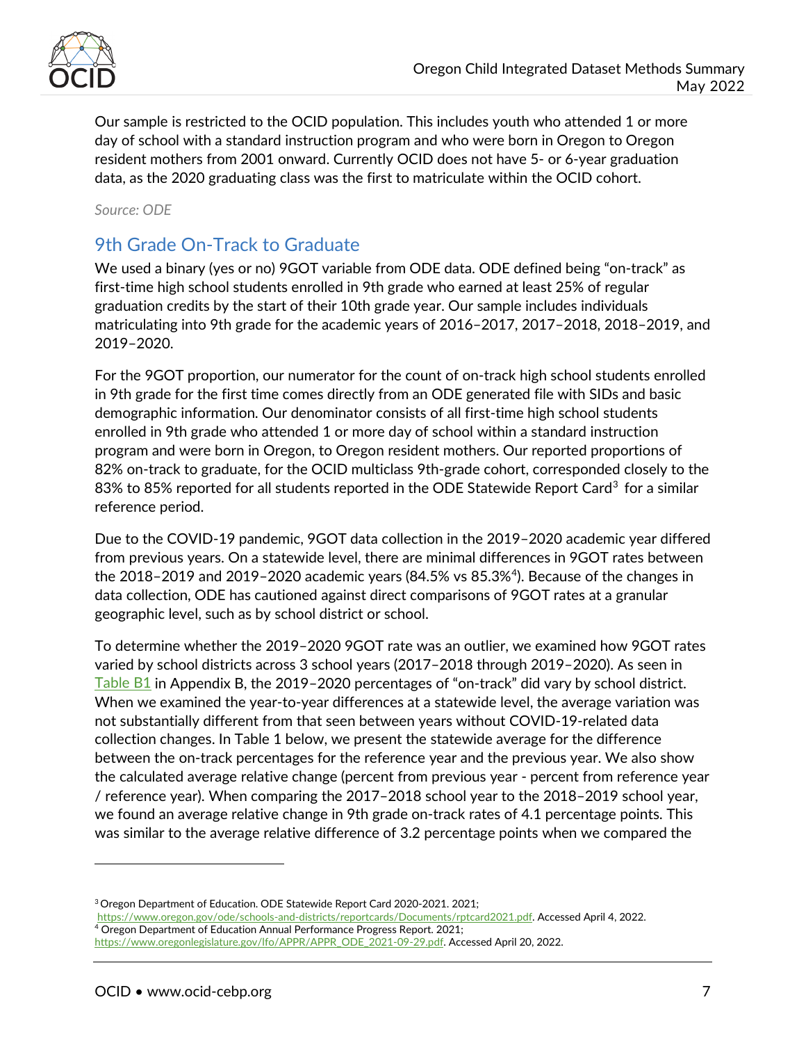Our sample is restricted to the OCID population. This includes youth who attended 1 or more day of school with a standard instruction program and who were born in Oregon to Oregon resident mothers from 2001 onward. Currently OCID does not have 5- or 6-year graduation data, as the 2020 graduating class was the first to matriculate within the OCID cohort.

*Source: ODE*

## 9th Grade On-Track to Graduate

We used a binary (yes or no) 9GOT variable from ODE data. ODE defined being "on-track" as first-time high school students enrolled in 9th grade who earned at least 25% of regular graduation credits by the start of their 10th grade year. Our sample includes individuals matriculating into 9th grade for the academic years of 2016–2017, 2017–2018, 2018–2019, and 2019–2020.

For the 9GOT proportion, our numerator for the count of on-track high school students enrolled in 9th grade for the first time comes directly from an ODE generated file with SIDs and basic demographic information. Our denominator consists of all first-time high school students enrolled in 9th grade who attended 1 or more day of school within a standard instruction program and were born in Oregon, to Oregon resident mothers. Our reported proportions of 82% on-track to graduate, for the OCID multiclass 9th-grade cohort, corresponded closely to the 83% to 85% reported for all students reported in the ODE Statewide Report Card[3] for a similar reference period.

Due to the COVID-19 pandemic, 9GOT data collection in the 2019–2020 academic year differed from previous years. On a statewide level, there are minimal differences in 9GOT rates between the 2018–2019 and 2019–2020 academic years (84.5% vs 85.3%[4]). Because of the changes in data collection, ODE has cautioned against direct comparisons of 9GOT rates at a granular geographic level, such as by school district or school.

To determine whether the 2019–2020 9GOT rate was an outlier, we examined how 9GOT rates varied by school districts across 3 school years (2017–2018 through 2019–2020). As seen in Table B1 in Appendix B, the 2019–2020 percentages of "on-track" did vary by school district. When we examined the year-to-year differences at a statewide level, the average variation was not substantially different from that seen between years without COVID-19-related data collection changes. In Table 1 below, we present the statewide average for the difference between the on-track percentages for the reference year and the previous year. We also show the calculated average relative change (percent from previous year - percent from reference year / reference year). When comparing the 2017–2018 school year to the 2018–2019 school year, we found an average relative change in 9th grade on-track rates of 4.1 percentage points. This was similar to the average relative difference of 3.2 percentage points when we compared the

---

[3] Oregon Department of Education. ODE Statewide Report Card 2020-2021. 2021; https://www.oregon.gov/ode/schools-and-districts/reportcards/Documents/rptcard2021.pdf. Accessed April 4, 2022.

[4] Oregon Department of Education Annual Performance Progress Report. 2021; https://www.oregonlegislature.gov/lfo/APPR/APPR_ODE_2021-09-29.pdf. Accessed April 20, 2022.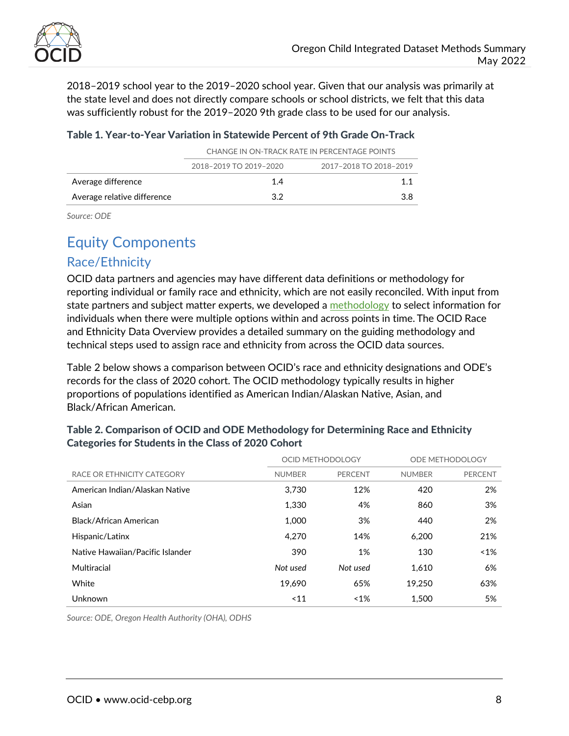2018–2019 school year to the 2019–2020 school year. Given that our analysis was primarily at the state level and does not directly compare schools or school districts, we felt that this data was sufficiently robust for the 2019–2020 9th grade class to be used for our analysis.

**Table 1. Year-to-Year Variation in Statewide Percent of 9th Grade On-Track**

| | CHANGE IN ON-TRACK RATE IN PERCENTAGE POINTS | |
|---|---|---|
| | 2018–2019 TO 2019–2020 | 2017–2018 TO 2018–2019 |
| Average difference | 1.4 | 1.1 |
| Average relative difference | 3.2 | 3.8 |

*Source: ODE*

# Equity Components

## Race/Ethnicity

OCID data partners and agencies may have different data definitions or methodology for reporting individual or family race and ethnicity, which are not easily reconciled. With input from state partners and subject matter experts, we developed a methodology to select information for individuals when there were multiple options within and across points in time. The OCID Race and Ethnicity Data Overview provides a detailed summary on the guiding methodology and technical steps used to assign race and ethnicity from across the OCID data sources.

Table 2 below shows a comparison between OCID's race and ethnicity designations and ODE's records for the class of 2020 cohort. The OCID methodology typically results in higher proportions of populations identified as American Indian/Alaskan Native, Asian, and Black/African American.

**Table 2. Comparison of OCID and ODE Methodology for Determining Race and Ethnicity Categories for Students in the Class of 2020 Cohort**

| | OCID METHODOLOGY | | ODE METHODOLOGY | |
|---|---|---|---|---|
| RACE OR ETHNICITY CATEGORY | NUMBER | PERCENT | NUMBER | PERCENT |
| American Indian/Alaskan Native | 3,730 | 12% | 420 | 2% |
| Asian | 1,330 | 4% | 860 | 3% |
| Black/African American | 1,000 | 3% | 440 | 2% |
| Hispanic/Latinx | 4,270 | 14% | 6,200 | 21% |
| Native Hawaiian/Pacific Islander | 390 | 1% | 130 | <1% |
| Multiracial | *Not used* | *Not used* | 1,610 | 6% |
| White | 19,690 | 65% | 19,250 | 63% |
| Unknown | <11 | <1% | 1,500 | 5% |

*Source: ODE, Oregon Health Authority (OHA), ODHS*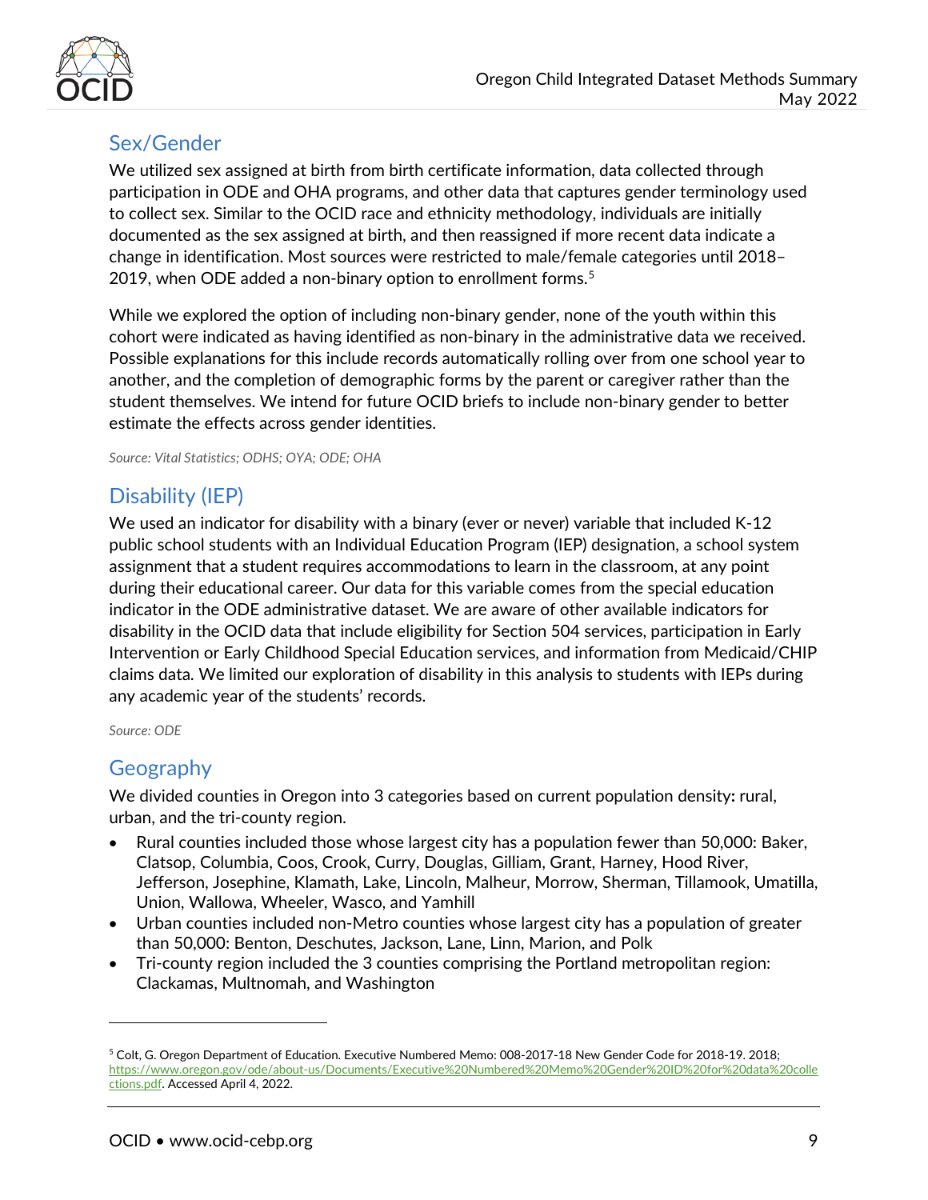## Sex/Gender

We utilized sex assigned at birth from birth certificate information, data collected through participation in ODE and OHA programs, and other data that captures gender terminology used to collect sex. Similar to the OCID race and ethnicity methodology, individuals are initially documented as the sex assigned at birth, and then reassigned if more recent data indicate a change in identification. Most sources were restricted to male/female categories until 2018–2019, when ODE added a non-binary option to enrollment forms.[5]

While we explored the option of including non-binary gender, none of the youth within this cohort were indicated as having identified as non-binary in the administrative data we received. Possible explanations for this include records automatically rolling over from one school year to another, and the completion of demographic forms by the parent or caregiver rather than the student themselves. We intend for future OCID briefs to include non-binary gender to better estimate the effects across gender identities.

*Source: Vital Statistics; ODHS; OYA; ODE; OHA*

## Disability (IEP)

We used an indicator for disability with a binary (ever or never) variable that included K-12 public school students with an Individual Education Program (IEP) designation, a school system assignment that a student requires accommodations to learn in the classroom, at any point during their educational career. Our data for this variable comes from the special education indicator in the ODE administrative dataset. We are aware of other available indicators for disability in the OCID data that include eligibility for Section 504 services, participation in Early Intervention or Early Childhood Special Education services, and information from Medicaid/CHIP claims data. We limited our exploration of disability in this analysis to students with IEPs during any academic year of the students' records.

*Source: ODE*

## Geography

We divided counties in Oregon into 3 categories based on current population density**:** rural, urban, and the tri-county region.

- Rural counties included those whose largest city has a population fewer than 50,000: Baker, Clatsop, Columbia, Coos, Crook, Curry, Douglas, Gilliam, Grant, Harney, Hood River, Jefferson, Josephine, Klamath, Lake, Lincoln, Malheur, Morrow, Sherman, Tillamook, Umatilla, Union, Wallowa, Wheeler, Wasco, and Yamhill
- Urban counties included non-Metro counties whose largest city has a population of greater than 50,000: Benton, Deschutes, Jackson, Lane, Linn, Marion, and Polk
- Tri-county region included the 3 counties comprising the Portland metropolitan region: Clackamas, Multnomah, and Washington

---

[5] Colt, G. Oregon Department of Education. Executive Numbered Memo: 008-2017-18 New Gender Code for 2018-19. 2018; https://www.oregon.gov/ode/about-us/Documents/Executive%20Numbered%20Memo%20Gender%20ID%20for%20data%20collections.pdf. Accessed April 4, 2022.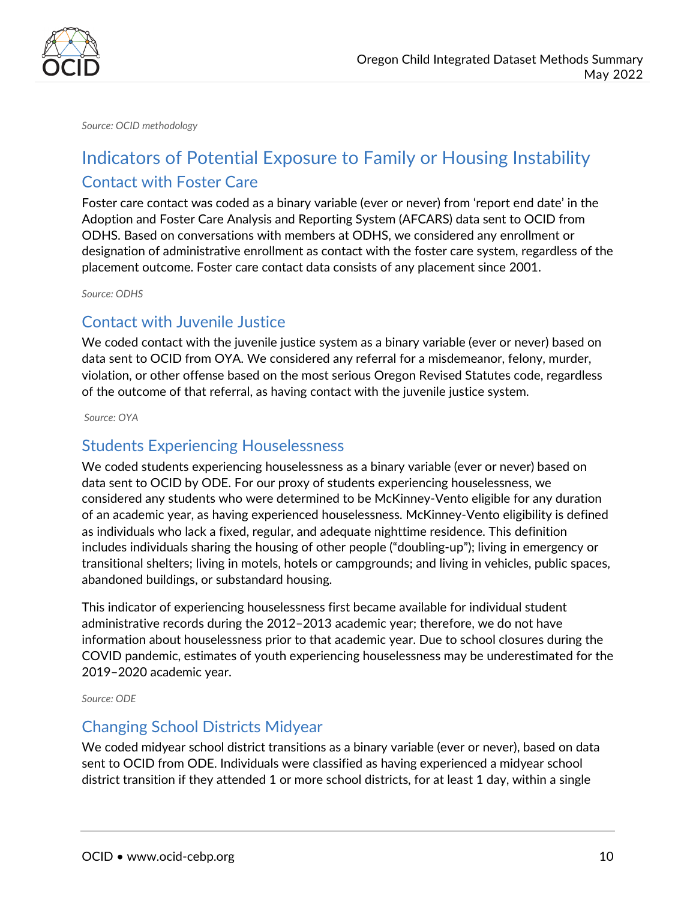*Source: OCID methodology*

# Indicators of Potential Exposure to Family or Housing Instability

## Contact with Foster Care

Foster care contact was coded as a binary variable (ever or never) from 'report end date' in the Adoption and Foster Care Analysis and Reporting System (AFCARS) data sent to OCID from ODHS. Based on conversations with members at ODHS, we considered any enrollment or designation of administrative enrollment as contact with the foster care system, regardless of the placement outcome. Foster care contact data consists of any placement since 2001.

*Source: ODHS*

## Contact with Juvenile Justice

We coded contact with the juvenile justice system as a binary variable (ever or never) based on data sent to OCID from OYA. We considered any referral for a misdemeanor, felony, murder, violation, or other offense based on the most serious Oregon Revised Statutes code, regardless of the outcome of that referral, as having contact with the juvenile justice system.

*Source: OYA*

## Students Experiencing Houselessness

We coded students experiencing houselessness as a binary variable (ever or never) based on data sent to OCID by ODE. For our proxy of students experiencing houselessness, we considered any students who were determined to be McKinney-Vento eligible for any duration of an academic year, as having experienced houselessness. McKinney-Vento eligibility is defined as individuals who lack a fixed, regular, and adequate nighttime residence. This definition includes individuals sharing the housing of other people ("doubling-up"); living in emergency or transitional shelters; living in motels, hotels or campgrounds; and living in vehicles, public spaces, abandoned buildings, or substandard housing.

This indicator of experiencing houselessness first became available for individual student administrative records during the 2012–2013 academic year; therefore, we do not have information about houselessness prior to that academic year. Due to school closures during the COVID pandemic, estimates of youth experiencing houselessness may be underestimated for the 2019–2020 academic year.

*Source: ODE*

## Changing School Districts Midyear

We coded midyear school district transitions as a binary variable (ever or never), based on data sent to OCID from ODE. Individuals were classified as having experienced a midyear school district transition if they attended 1 or more school districts, for at least 1 day, within a single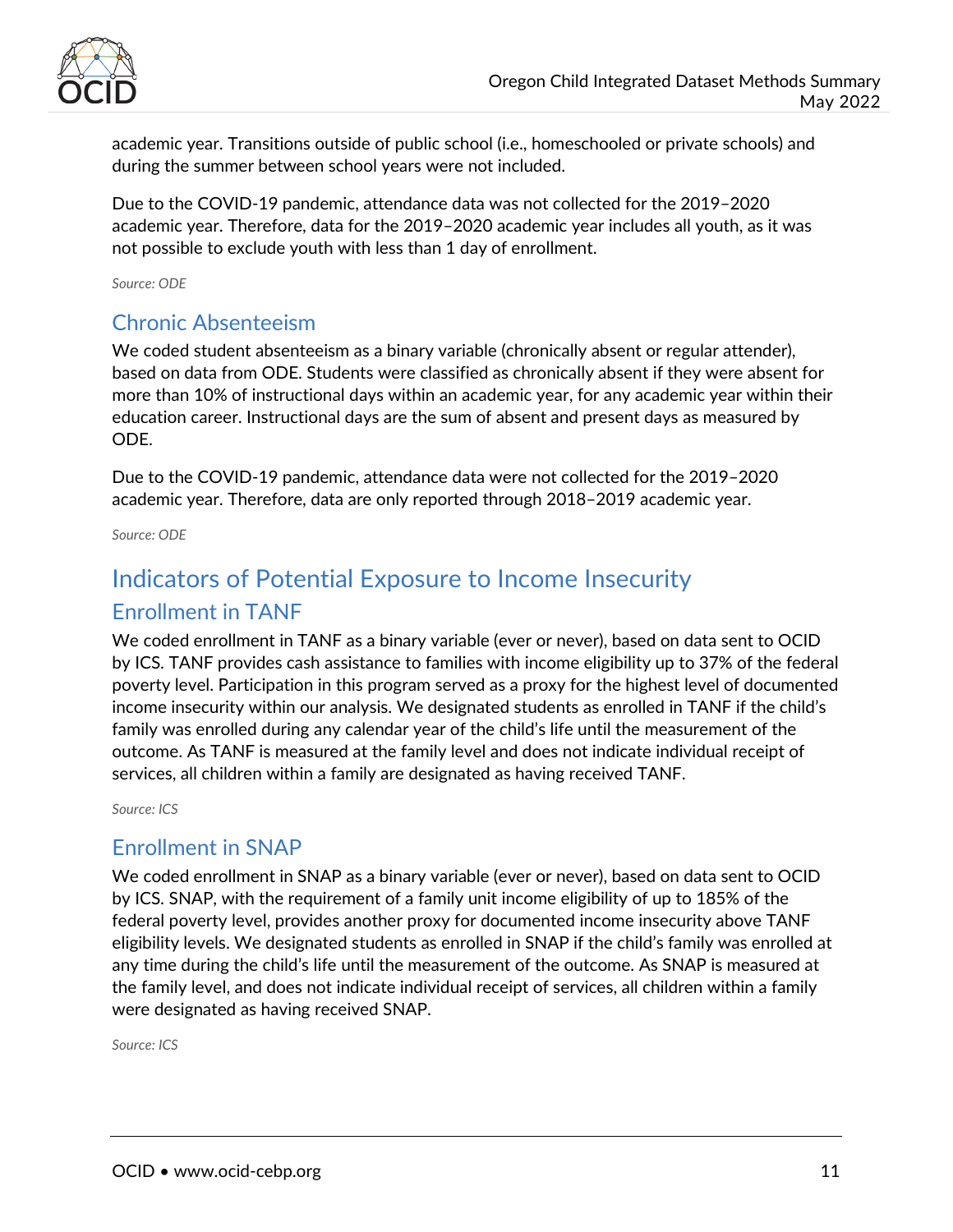academic year. Transitions outside of public school (i.e., homeschooled or private schools) and during the summer between school years were not included.

Due to the COVID-19 pandemic, attendance data was not collected for the 2019–2020 academic year. Therefore, data for the 2019–2020 academic year includes all youth, as it was not possible to exclude youth with less than 1 day of enrollment.

*Source: ODE*

### Chronic Absenteeism

We coded student absenteeism as a binary variable (chronically absent or regular attender), based on data from ODE. Students were classified as chronically absent if they were absent for more than 10% of instructional days within an academic year, for any academic year within their education career. Instructional days are the sum of absent and present days as measured by ODE.

Due to the COVID-19 pandemic, attendance data were not collected for the 2019–2020 academic year. Therefore, data are only reported through 2018–2019 academic year.

*Source: ODE*

## Indicators of Potential Exposure to Income Insecurity

### Enrollment in TANF

We coded enrollment in TANF as a binary variable (ever or never), based on data sent to OCID by ICS. TANF provides cash assistance to families with income eligibility up to 37% of the federal poverty level. Participation in this program served as a proxy for the highest level of documented income insecurity within our analysis. We designated students as enrolled in TANF if the child's family was enrolled during any calendar year of the child's life until the measurement of the outcome. As TANF is measured at the family level and does not indicate individual receipt of services, all children within a family are designated as having received TANF.

*Source: ICS*

### Enrollment in SNAP

We coded enrollment in SNAP as a binary variable (ever or never), based on data sent to OCID by ICS. SNAP, with the requirement of a family unit income eligibility of up to 185% of the federal poverty level, provides another proxy for documented income insecurity above TANF eligibility levels. We designated students as enrolled in SNAP if the child's family was enrolled at any time during the child's life until the measurement of the outcome. As SNAP is measured at the family level, and does not indicate individual receipt of services, all children within a family were designated as having received SNAP.

*Source: ICS*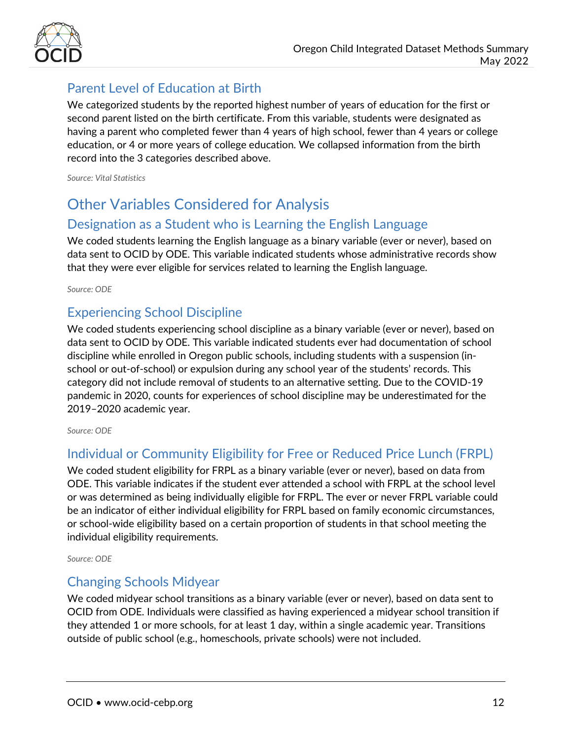### Parent Level of Education at Birth

We categorized students by the reported highest number of years of education for the first or second parent listed on the birth certificate. From this variable, students were designated as having a parent who completed fewer than 4 years of high school, fewer than 4 years or college education, or 4 or more years of college education. We collapsed information from the birth record into the 3 categories described above.

*Source: Vital Statistics*

## Other Variables Considered for Analysis

### Designation as a Student who is Learning the English Language

We coded students learning the English language as a binary variable (ever or never), based on data sent to OCID by ODE. This variable indicated students whose administrative records show that they were ever eligible for services related to learning the English language.

*Source: ODE*

### Experiencing School Discipline

We coded students experiencing school discipline as a binary variable (ever or never), based on data sent to OCID by ODE. This variable indicated students ever had documentation of school discipline while enrolled in Oregon public schools, including students with a suspension (in-school or out-of-school) or expulsion during any school year of the students' records. This category did not include removal of students to an alternative setting. Due to the COVID-19 pandemic in 2020, counts for experiences of school discipline may be underestimated for the 2019–2020 academic year.

*Source: ODE*

### Individual or Community Eligibility for Free or Reduced Price Lunch (FRPL)

We coded student eligibility for FRPL as a binary variable (ever or never), based on data from ODE. This variable indicates if the student ever attended a school with FRPL at the school level or was determined as being individually eligible for FRPL. The ever or never FRPL variable could be an indicator of either individual eligibility for FRPL based on family economic circumstances, or school-wide eligibility based on a certain proportion of students in that school meeting the individual eligibility requirements.

*Source: ODE*

### Changing Schools Midyear

We coded midyear school transitions as a binary variable (ever or never), based on data sent to OCID from ODE. Individuals were classified as having experienced a midyear school transition if they attended 1 or more schools, for at least 1 day, within a single academic year. Transitions outside of public school (e.g., homeschools, private schools) were not included.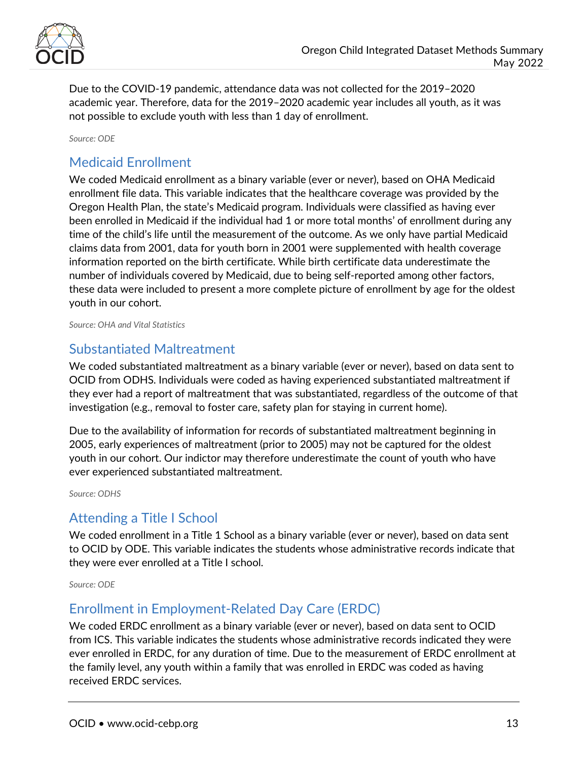Due to the COVID-19 pandemic, attendance data was not collected for the 2019–2020 academic year. Therefore, data for the 2019–2020 academic year includes all youth, as it was not possible to exclude youth with less than 1 day of enrollment.

*Source: ODE*

## Medicaid Enrollment

We coded Medicaid enrollment as a binary variable (ever or never), based on OHA Medicaid enrollment file data. This variable indicates that the healthcare coverage was provided by the Oregon Health Plan, the state's Medicaid program. Individuals were classified as having ever been enrolled in Medicaid if the individual had 1 or more total months' of enrollment during any time of the child's life until the measurement of the outcome. As we only have partial Medicaid claims data from 2001, data for youth born in 2001 were supplemented with health coverage information reported on the birth certificate. While birth certificate data underestimate the number of individuals covered by Medicaid, due to being self-reported among other factors, these data were included to present a more complete picture of enrollment by age for the oldest youth in our cohort.

*Source: OHA and Vital Statistics*

## Substantiated Maltreatment

We coded substantiated maltreatment as a binary variable (ever or never), based on data sent to OCID from ODHS. Individuals were coded as having experienced substantiated maltreatment if they ever had a report of maltreatment that was substantiated, regardless of the outcome of that investigation (e.g., removal to foster care, safety plan for staying in current home).

Due to the availability of information for records of substantiated maltreatment beginning in 2005, early experiences of maltreatment (prior to 2005) may not be captured for the oldest youth in our cohort. Our indictor may therefore underestimate the count of youth who have ever experienced substantiated maltreatment.

*Source: ODHS*

## Attending a Title I School

We coded enrollment in a Title 1 School as a binary variable (ever or never), based on data sent to OCID by ODE. This variable indicates the students whose administrative records indicate that they were ever enrolled at a Title I school.

*Source: ODE*

## Enrollment in Employment-Related Day Care (ERDC)

We coded ERDC enrollment as a binary variable (ever or never), based on data sent to OCID from ICS. This variable indicates the students whose administrative records indicated they were ever enrolled in ERDC, for any duration of time. Due to the measurement of ERDC enrollment at the family level, any youth within a family that was enrolled in ERDC was coded as having received ERDC services.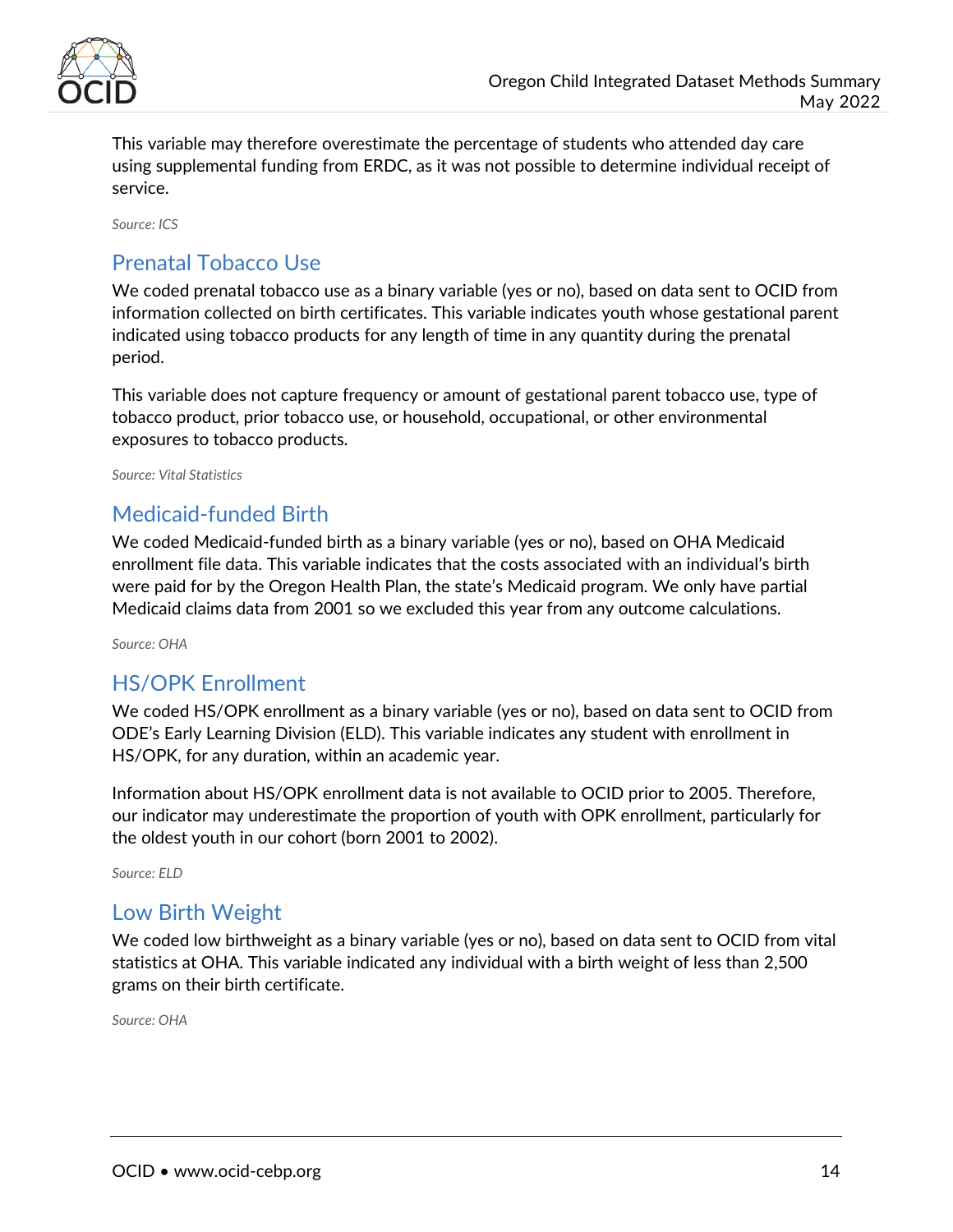This variable may therefore overestimate the percentage of students who attended day care using supplemental funding from ERDC, as it was not possible to determine individual receipt of service.

*Source: ICS*

## Prenatal Tobacco Use

We coded prenatal tobacco use as a binary variable (yes or no), based on data sent to OCID from information collected on birth certificates. This variable indicates youth whose gestational parent indicated using tobacco products for any length of time in any quantity during the prenatal period.

This variable does not capture frequency or amount of gestational parent tobacco use, type of tobacco product, prior tobacco use, or household, occupational, or other environmental exposures to tobacco products.

*Source: Vital Statistics*

## Medicaid-funded Birth

We coded Medicaid-funded birth as a binary variable (yes or no), based on OHA Medicaid enrollment file data. This variable indicates that the costs associated with an individual's birth were paid for by the Oregon Health Plan, the state's Medicaid program. We only have partial Medicaid claims data from 2001 so we excluded this year from any outcome calculations.

*Source: OHA*

## HS/OPK Enrollment

We coded HS/OPK enrollment as a binary variable (yes or no), based on data sent to OCID from ODE's Early Learning Division (ELD). This variable indicates any student with enrollment in HS/OPK, for any duration, within an academic year.

Information about HS/OPK enrollment data is not available to OCID prior to 2005. Therefore, our indicator may underestimate the proportion of youth with OPK enrollment, particularly for the oldest youth in our cohort (born 2001 to 2002).

*Source: ELD*

## Low Birth Weight

We coded low birthweight as a binary variable (yes or no), based on data sent to OCID from vital statistics at OHA. This variable indicated any individual with a birth weight of less than 2,500 grams on their birth certificate.

*Source: OHA*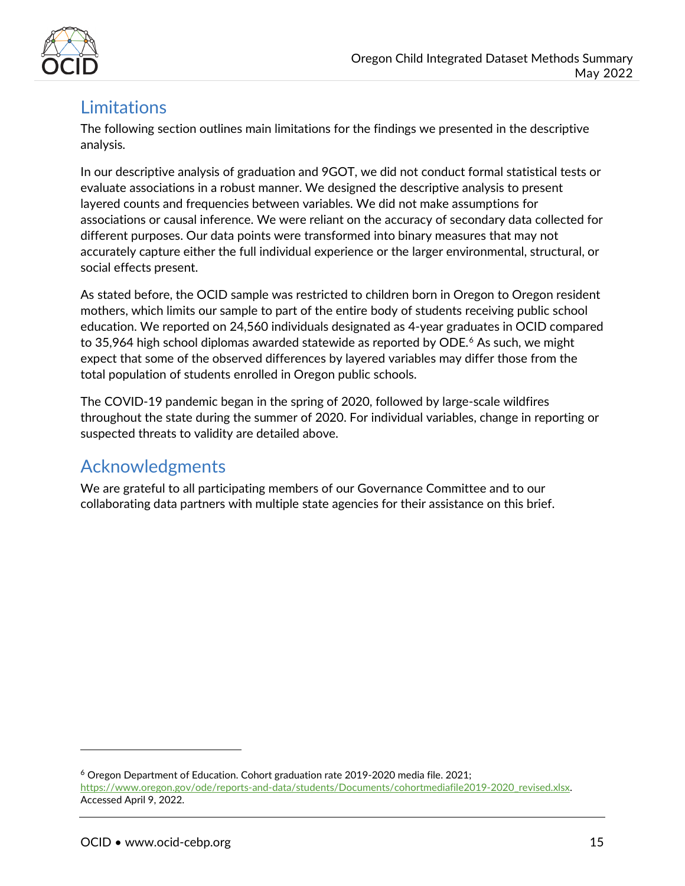## Limitations

The following section outlines main limitations for the findings we presented in the descriptive analysis.

In our descriptive analysis of graduation and 9GOT, we did not conduct formal statistical tests or evaluate associations in a robust manner. We designed the descriptive analysis to present layered counts and frequencies between variables. We did not make assumptions for associations or causal inference. We were reliant on the accuracy of secondary data collected for different purposes. Our data points were transformed into binary measures that may not accurately capture either the full individual experience or the larger environmental, structural, or social effects present.

As stated before, the OCID sample was restricted to children born in Oregon to Oregon resident mothers, which limits our sample to part of the entire body of students receiving public school education. We reported on 24,560 individuals designated as 4-year graduates in OCID compared to 35,964 high school diplomas awarded statewide as reported by ODE.[6] As such, we might expect that some of the observed differences by layered variables may differ those from the total population of students enrolled in Oregon public schools.

The COVID-19 pandemic began in the spring of 2020, followed by large-scale wildfires throughout the state during the summer of 2020. For individual variables, change in reporting or suspected threats to validity are detailed above.

## Acknowledgments

We are grateful to all participating members of our Governance Committee and to our collaborating data partners with multiple state agencies for their assistance on this brief.

---

[6] Oregon Department of Education. Cohort graduation rate 2019-2020 media file. 2021; https://www.oregon.gov/ode/reports-and-data/students/Documents/cohortmediafile2019-2020_revised.xlsx. Accessed April 9, 2022.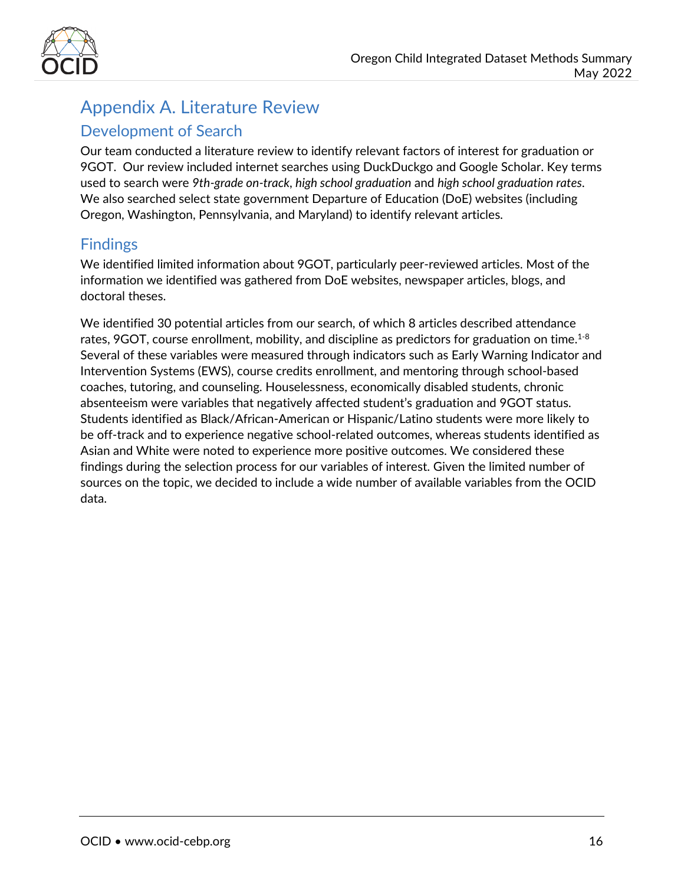# Appendix A. Literature Review

## Development of Search

Our team conducted a literature review to identify relevant factors of interest for graduation or 9GOT. Our review included internet searches using DuckDuckgo and Google Scholar. Key terms used to search were *9th-grade on-track*, *high school graduation* and *high school graduation rates*. We also searched select state government Departure of Education (DoE) websites (including Oregon, Washington, Pennsylvania, and Maryland) to identify relevant articles.

## Findings

We identified limited information about 9GOT, particularly peer-reviewed articles. Most of the information we identified was gathered from DoE websites, newspaper articles, blogs, and doctoral theses.

We identified 30 potential articles from our search, of which 8 articles described attendance rates, 9GOT, course enrollment, mobility, and discipline as predictors for graduation on time.[1-8] Several of these variables were measured through indicators such as Early Warning Indicator and Intervention Systems (EWS), course credits enrollment, and mentoring through school-based coaches, tutoring, and counseling. Houselessness, economically disabled students, chronic absenteeism were variables that negatively affected student's graduation and 9GOT status. Students identified as Black/African-American or Hispanic/Latino students were more likely to be off-track and to experience negative school-related outcomes, whereas students identified as Asian and White were noted to experience more positive outcomes. We considered these findings during the selection process for our variables of interest. Given the limited number of sources on the topic, we decided to include a wide number of available variables from the OCID data.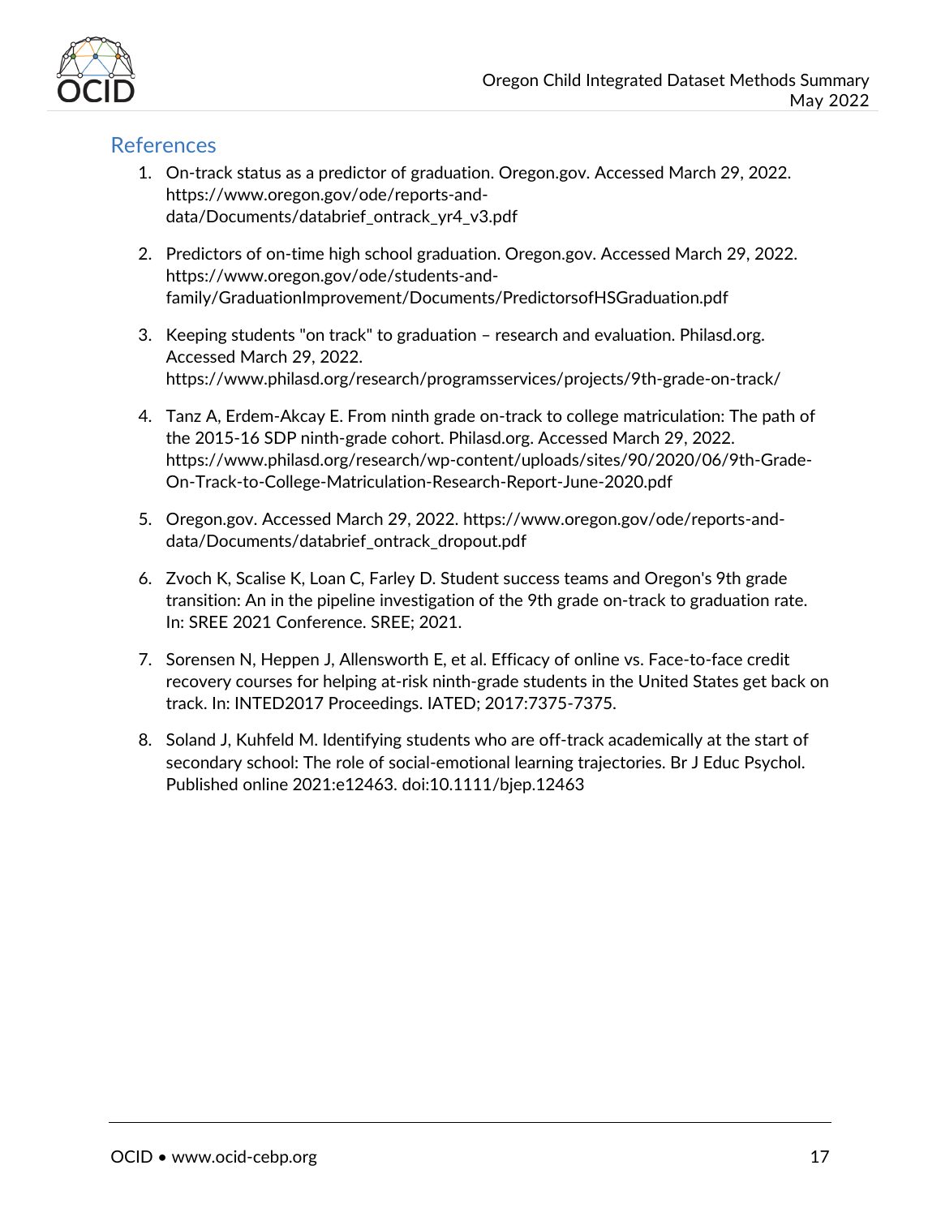## References

1. On-track status as a predictor of graduation. Oregon.gov. Accessed March 29, 2022. https://www.oregon.gov/ode/reports-and-data/Documents/databrief_ontrack_yr4_v3.pdf

2. Predictors of on-time high school graduation. Oregon.gov. Accessed March 29, 2022. https://www.oregon.gov/ode/students-and-family/GraduationImprovement/Documents/PredictorsofHSGraduation.pdf

3. Keeping students "on track" to graduation – research and evaluation. Philasd.org. Accessed March 29, 2022. https://www.philasd.org/research/programsservices/projects/9th-grade-on-track/

4. Tanz A, Erdem-Akcay E. From ninth grade on-track to college matriculation: The path of the 2015-16 SDP ninth-grade cohort. Philasd.org. Accessed March 29, 2022. https://www.philasd.org/research/wp-content/uploads/sites/90/2020/06/9th-Grade-On-Track-to-College-Matriculation-Research-Report-June-2020.pdf

5. Oregon.gov. Accessed March 29, 2022. https://www.oregon.gov/ode/reports-and-data/Documents/databrief_ontrack_dropout.pdf

6. Zvoch K, Scalise K, Loan C, Farley D. Student success teams and Oregon's 9th grade transition: An in the pipeline investigation of the 9th grade on-track to graduation rate. In: SREE 2021 Conference. SREE; 2021.

7. Sorensen N, Heppen J, Allensworth E, et al. Efficacy of online vs. Face-to-face credit recovery courses for helping at-risk ninth-grade students in the United States get back on track. In: INTED2017 Proceedings. IATED; 2017:7375-7375.

8. Soland J, Kuhfeld M. Identifying students who are off-track academically at the start of secondary school: The role of social-emotional learning trajectories. Br J Educ Psychol. Published online 2021:e12463. doi:10.1111/bjep.12463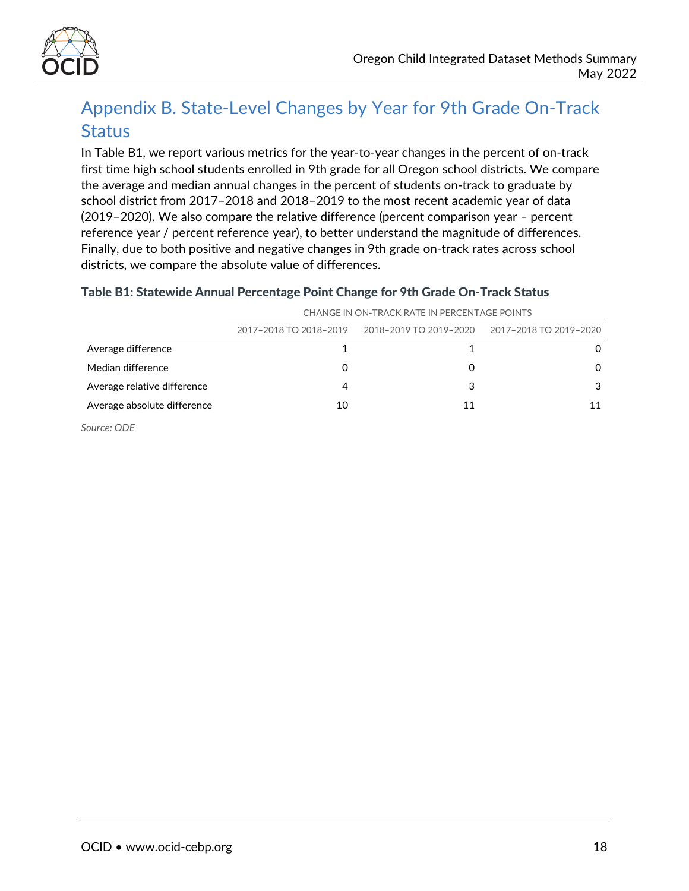## Appendix B. State-Level Changes by Year for 9th Grade On-Track Status

In Table B1, we report various metrics for the year-to-year changes in the percent of on-track first time high school students enrolled in 9th grade for all Oregon school districts. We compare the average and median annual changes in the percent of students on-track to graduate by school district from 2017–2018 and 2018–2019 to the most recent academic year of data (2019–2020). We also compare the relative difference (percent comparison year – percent reference year / percent reference year), to better understand the magnitude of differences. Finally, due to both positive and negative changes in 9th grade on-track rates across school districts, we compare the absolute value of differences.

**Table B1: Statewide Annual Percentage Point Change for 9th Grade On-Track Status**

| | CHANGE IN ON-TRACK RATE IN PERCENTAGE POINTS | | |
|---|---|---|---|
| | 2017–2018 TO 2018–2019 | 2018–2019 TO 2019–2020 | 2017–2018 TO 2019–2020 |
| Average difference | 1 | 1 | 0 |
| Median difference | 0 | 0 | 0 |
| Average relative difference | 4 | 3 | 3 |
| Average absolute difference | 10 | 11 | 11 |

*Source: ODE*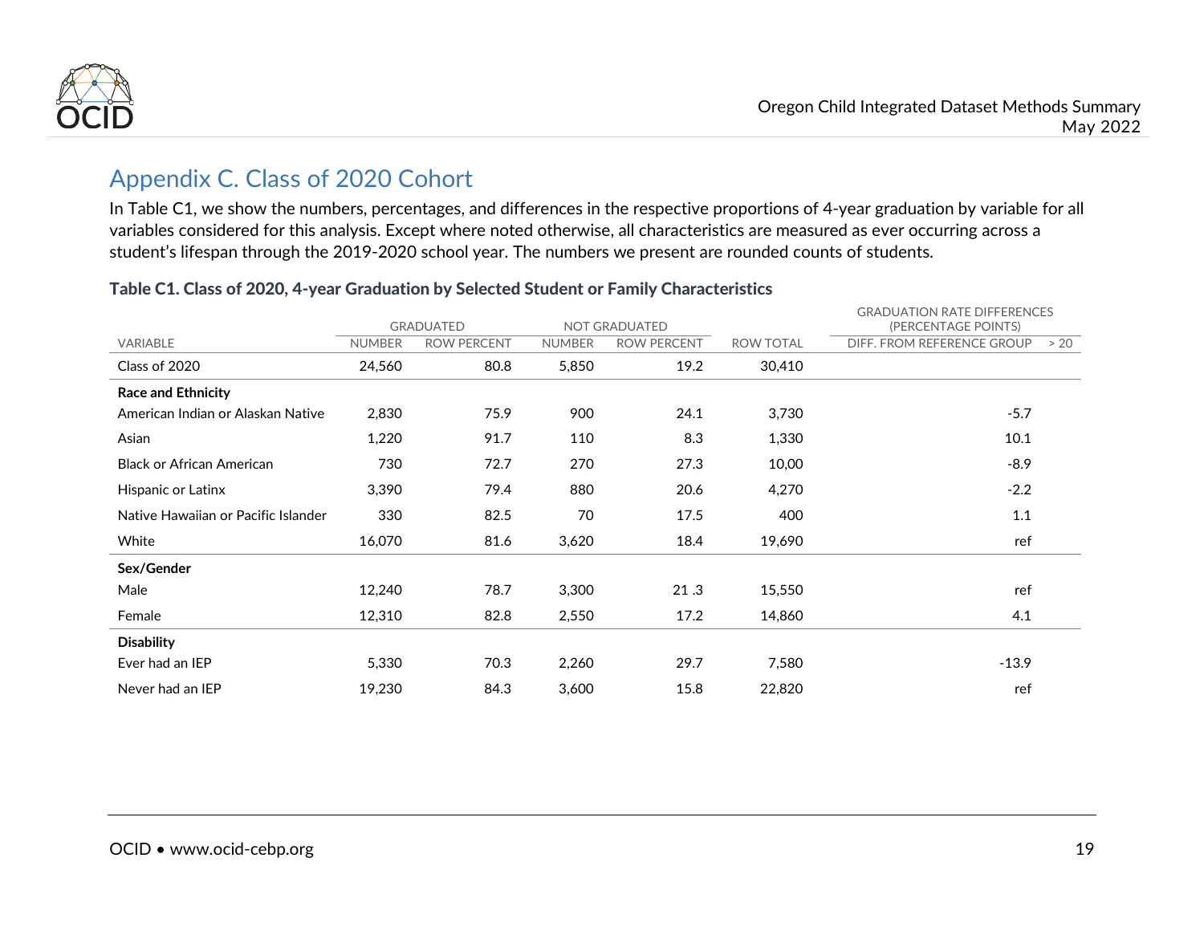## Appendix C. Class of 2020 Cohort

In Table C1, we show the numbers, percentages, and differences in the respective proportions of 4-year graduation by variable for all variables considered for this analysis. Except where noted otherwise, all characteristics are measured as ever occurring across a student's lifespan through the 2019-2020 school year. The numbers we present are rounded counts of students.

**Table C1. Class of 2020, 4-year Graduation by Selected Student or Family Characteristics**

| | GRADUATED | | NOT GRADUATED | | | GRADUATION RATE DIFFERENCES (PERCENTAGE POINTS) | |
|---|---|---|---|---|---|---|---|
| VARIABLE | NUMBER | ROW PERCENT | NUMBER | ROW PERCENT | ROW TOTAL | DIFF. FROM REFERENCE GROUP | > 20 |
| Class of 2020 | 24,560 | 80.8 | 5,850 | 19.2 | 30,410 | | |
| **Race and Ethnicity** | | | | | | | |
| American Indian or Alaskan Native | 2,830 | 75.9 | 900 | 24.1 | 3,730 | -5.7 | |
| Asian | 1,220 | 91.7 | 110 | 8.3 | 1,330 | 10.1 | |
| Black or African American | 730 | 72.7 | 270 | 27.3 | 10,00 | -8.9 | |
| Hispanic or Latinx | 3,390 | 79.4 | 880 | 20.6 | 4,270 | -2.2 | |
| Native Hawaiian or Pacific Islander | 330 | 82.5 | 70 | 17.5 | 400 | 1.1 | |
| White | 16,070 | 81.6 | 3,620 | 18.4 | 19,690 | ref | |
| **Sex/Gender** | | | | | | | |
| Male | 12,240 | 78.7 | 3,300 | 21 .3 | 15,550 | ref | |
| Female | 12,310 | 82.8 | 2,550 | 17.2 | 14,860 | 4.1 | |
| **Disability** | | | | | | | |
| Ever had an IEP | 5,330 | 70.3 | 2,260 | 29.7 | 7,580 | -13.9 | |
| Never had an IEP | 19,230 | 84.3 | 3,600 | 15.8 | 22,820 | ref | |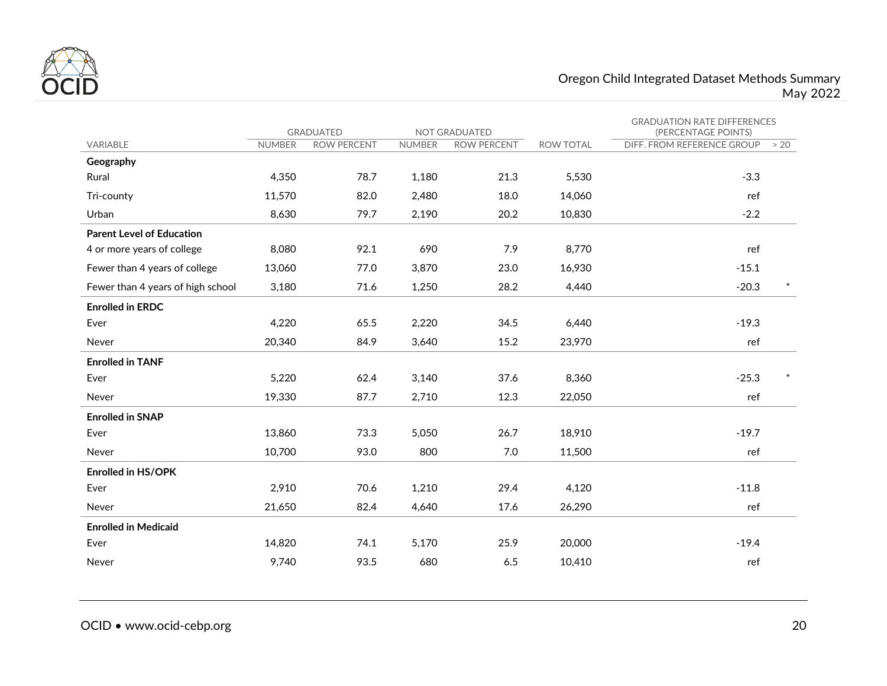| VARIABLE | GRADUATED | | NOT GRADUATED | | ROW TOTAL | GRADUATION RATE DIFFERENCES (PERCENTAGE POINTS) | |
|---|---|---|---|---|---|---|---|
| | NUMBER | ROW PERCENT | NUMBER | ROW PERCENT | | DIFF. FROM REFERENCE GROUP | > 20 |
| **Geography** | | | | | | | |
| Rural | 4,350 | 78.7 | 1,180 | 21.3 | 5,530 | -3.3 | |
| Tri-county | 11,570 | 82.0 | 2,480 | 18.0 | 14,060 | ref | |
| Urban | 8,630 | 79.7 | 2,190 | 20.2 | 10,830 | -2.2 | |
| **Parent Level of Education** | | | | | | | |
| 4 or more years of college | 8,080 | 92.1 | 690 | 7.9 | 8,770 | ref | |
| Fewer than 4 years of college | 13,060 | 77.0 | 3,870 | 23.0 | 16,930 | -15.1 | |
| Fewer than 4 years of high school | 3,180 | 71.6 | 1,250 | 28.2 | 4,440 | -20.3 | * |
| **Enrolled in ERDC** | | | | | | | |
| Ever | 4,220 | 65.5 | 2,220 | 34.5 | 6,440 | -19.3 | |
| Never | 20,340 | 84.9 | 3,640 | 15.2 | 23,970 | ref | |
| **Enrolled in TANF** | | | | | | | |
| Ever | 5,220 | 62.4 | 3,140 | 37.6 | 8,360 | -25.3 | * |
| Never | 19,330 | 87.7 | 2,710 | 12.3 | 22,050 | ref | |
| **Enrolled in SNAP** | | | | | | | |
| Ever | 13,860 | 73.3 | 5,050 | 26.7 | 18,910 | -19.7 | |
| Never | 10,700 | 93.0 | 800 | 7.0 | 11,500 | ref | |
| **Enrolled in HS/OPK** | | | | | | | |
| Ever | 2,910 | 70.6 | 1,210 | 29.4 | 4,120 | -11.8 | |
| Never | 21,650 | 82.4 | 4,640 | 17.6 | 26,290 | ref | |
| **Enrolled in Medicaid** | | | | | | | |
| Ever | 14,820 | 74.1 | 5,170 | 25.9 | 20,000 | -19.4 | |
| Never | 9,740 | 93.5 | 680 | 6.5 | 10,410 | ref | |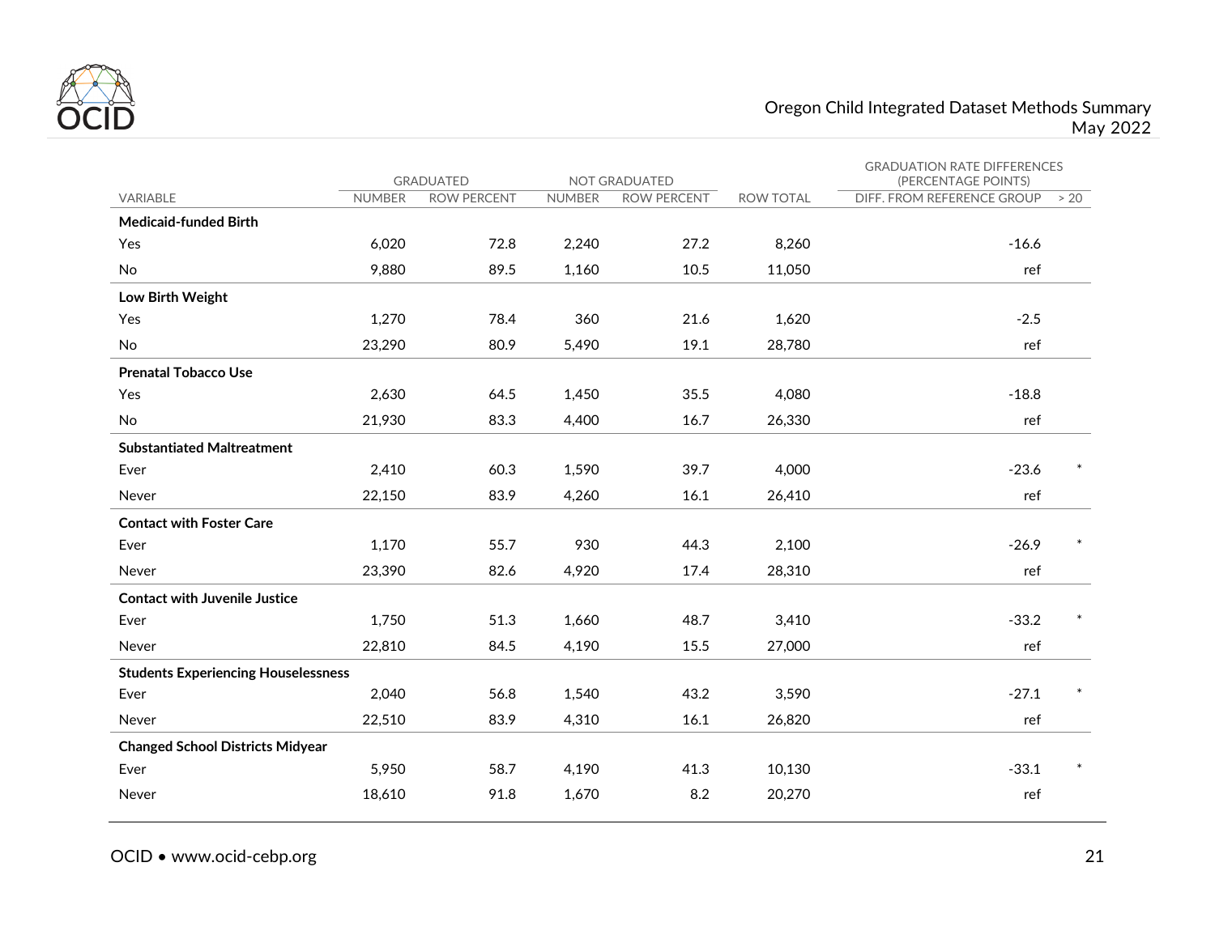| VARIABLE | GRADUATED | | NOT GRADUATED | | ROW TOTAL | GRADUATION RATE DIFFERENCES (PERCENTAGE POINTS) | |
|---|---|---|---|---|---|---|---|
| | NUMBER | ROW PERCENT | NUMBER | ROW PERCENT | | DIFF. FROM REFERENCE GROUP | > 20 |
| **Medicaid-funded Birth** | | | | | | | |
| Yes | 6,020 | 72.8 | 2,240 | 27.2 | 8,260 | -16.6 | |
| No | 9,880 | 89.5 | 1,160 | 10.5 | 11,050 | ref | |
| **Low Birth Weight** | | | | | | | |
| Yes | 1,270 | 78.4 | 360 | 21.6 | 1,620 | -2.5 | |
| No | 23,290 | 80.9 | 5,490 | 19.1 | 28,780 | ref | |
| **Prenatal Tobacco Use** | | | | | | | |
| Yes | 2,630 | 64.5 | 1,450 | 35.5 | 4,080 | -18.8 | |
| No | 21,930 | 83.3 | 4,400 | 16.7 | 26,330 | ref | |
| **Substantiated Maltreatment** | | | | | | | |
| Ever | 2,410 | 60.3 | 1,590 | 39.7 | 4,000 | -23.6 | * |
| Never | 22,150 | 83.9 | 4,260 | 16.1 | 26,410 | ref | |
| **Contact with Foster Care** | | | | | | | |
| Ever | 1,170 | 55.7 | 930 | 44.3 | 2,100 | -26.9 | * |
| Never | 23,390 | 82.6 | 4,920 | 17.4 | 28,310 | ref | |
| **Contact with Juvenile Justice** | | | | | | | |
| Ever | 1,750 | 51.3 | 1,660 | 48.7 | 3,410 | -33.2 | * |
| Never | 22,810 | 84.5 | 4,190 | 15.5 | 27,000 | ref | |
| **Students Experiencing Houselessness** | | | | | | | |
| Ever | 2,040 | 56.8 | 1,540 | 43.2 | 3,590 | -27.1 | * |
| Never | 22,510 | 83.9 | 4,310 | 16.1 | 26,820 | ref | |
| **Changed School Districts Midyear** | | | | | | | |
| Ever | 5,950 | 58.7 | 4,190 | 41.3 | 10,130 | -33.1 | * |
| Never | 18,610 | 91.8 | 1,670 | 8.2 | 20,270 | ref | |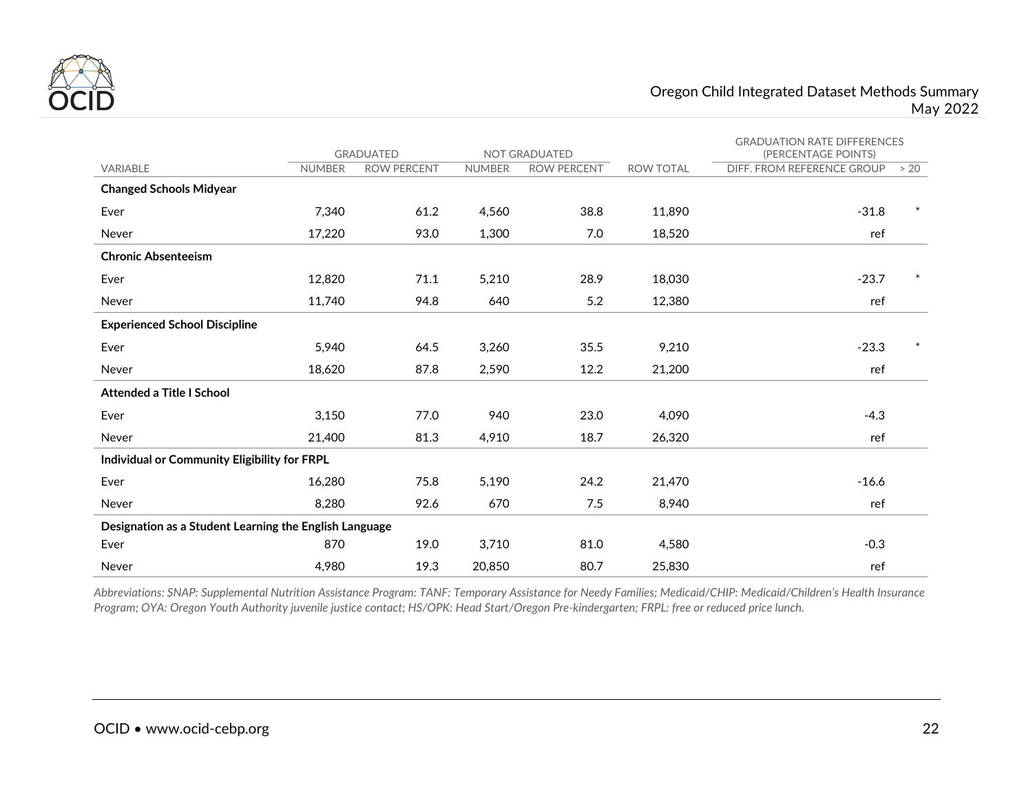| VARIABLE | GRADUATED | | NOT GRADUATED | | ROW TOTAL | GRADUATION RATE DIFFERENCES (PERCENTAGE POINTS) | |
|---|---|---|---|---|---|---|---|
| | NUMBER | ROW PERCENT | NUMBER | ROW PERCENT | | DIFF. FROM REFERENCE GROUP | > 20 |
| **Changed Schools Midyear** | | | | | | | |
| Ever | 7,340 | 61.2 | 4,560 | 38.8 | 11,890 | -31.8 | * |
| Never | 17,220 | 93.0 | 1,300 | 7.0 | 18,520 | ref | |
| **Chronic Absenteeism** | | | | | | | |
| Ever | 12,820 | 71.1 | 5,210 | 28.9 | 18,030 | -23.7 | * |
| Never | 11,740 | 94.8 | 640 | 5.2 | 12,380 | ref | |
| **Experienced School Discipline** | | | | | | | |
| Ever | 5,940 | 64.5 | 3,260 | 35.5 | 9,210 | -23.3 | * |
| Never | 18,620 | 87.8 | 2,590 | 12.2 | 21,200 | ref | |
| **Attended a Title I School** | | | | | | | |
| Ever | 3,150 | 77.0 | 940 | 23.0 | 4,090 | -4.3 | |
| Never | 21,400 | 81.3 | 4,910 | 18.7 | 26,320 | ref | |
| **Individual or Community Eligibility for FRPL** | | | | | | | |
| Ever | 16,280 | 75.8 | 5,190 | 24.2 | 21,470 | -16.6 | |
| Never | 8,280 | 92.6 | 670 | 7.5 | 8,940 | ref | |
| **Designation as a Student Learning the English Language** | | | | | | | |
| Ever | 870 | 19.0 | 3,710 | 81.0 | 4,580 | -0.3 | |
| Never | 4,980 | 19.3 | 20,850 | 80.7 | 25,830 | ref | |

*Abbreviations: SNAP: Supplemental Nutrition Assistance Program: TANF: Temporary Assistance for Needy Families; Medicaid/CHIP: Medicaid/Children's Health Insurance Program; OYA: Oregon Youth Authority juvenile justice contact; HS/OPK: Head Start/Oregon Pre-kindergarten; FRPL: free or reduced price lunch.*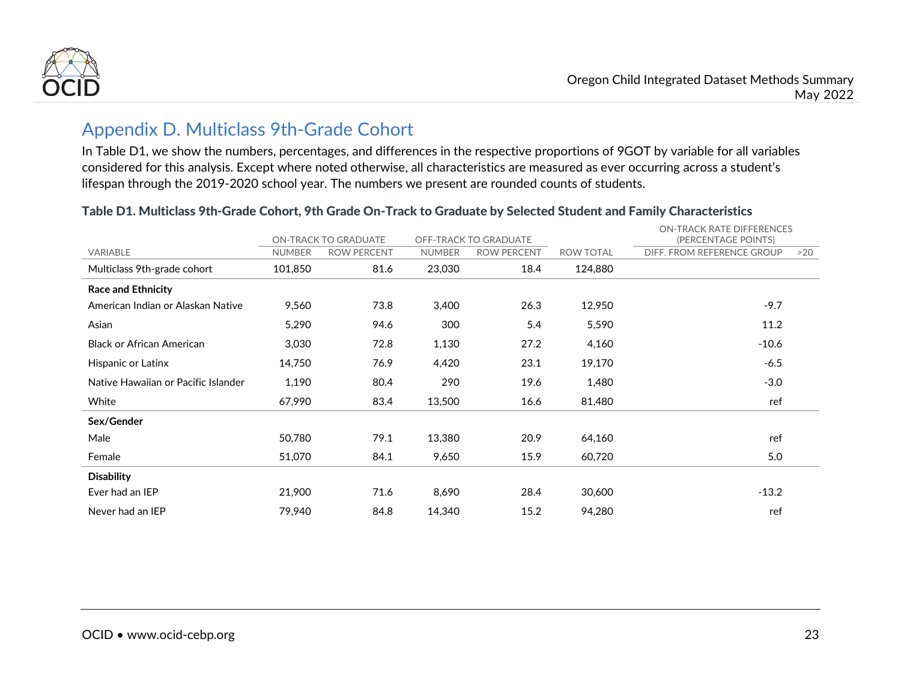## Appendix D. Multiclass 9th-Grade Cohort

In Table D1, we show the numbers, percentages, and differences in the respective proportions of 9GOT by variable for all variables considered for this analysis. Except where noted otherwise, all characteristics are measured as ever occurring across a student's lifespan through the 2019-2020 school year. The numbers we present are rounded counts of students.

**Table D1. Multiclass 9th-Grade Cohort, 9th Grade On-Track to Graduate by Selected Student and Family Characteristics**

| | ON-TRACK TO GRADUATE | | OFF-TRACK TO GRADUATE | | | ON-TRACK RATE DIFFERENCES (PERCENTAGE POINTS) | |
|---|---|---|---|---|---|---|---|
| VARIABLE | NUMBER | ROW PERCENT | NUMBER | ROW PERCENT | ROW TOTAL | DIFF. FROM REFERENCE GROUP | >20 |
| Multiclass 9th-grade cohort | 101,850 | 81.6 | 23,030 | 18.4 | 124,880 | | |
| **Race and Ethnicity** | | | | | | | |
| American Indian or Alaskan Native | 9,560 | 73.8 | 3,400 | 26.3 | 12,950 | -9.7 | |
| Asian | 5,290 | 94.6 | 300 | 5.4 | 5,590 | 11.2 | |
| Black or African American | 3,030 | 72.8 | 1,130 | 27.2 | 4,160 | -10.6 | |
| Hispanic or Latinx | 14,750 | 76.9 | 4,420 | 23.1 | 19,170 | -6.5 | |
| Native Hawaiian or Pacific Islander | 1,190 | 80.4 | 290 | 19.6 | 1,480 | -3.0 | |
| White | 67,990 | 83.4 | 13,500 | 16.6 | 81,480 | ref | |
| **Sex/Gender** | | | | | | | |
| Male | 50,780 | 79.1 | 13,380 | 20.9 | 64,160 | ref | |
| Female | 51,070 | 84.1 | 9,650 | 15.9 | 60,720 | 5.0 | |
| **Disability** | | | | | | | |
| Ever had an IEP | 21,900 | 71.6 | 8,690 | 28.4 | 30,600 | -13.2 | |
| Never had an IEP | 79,940 | 84.8 | 14,340 | 15.2 | 94,280 | ref | |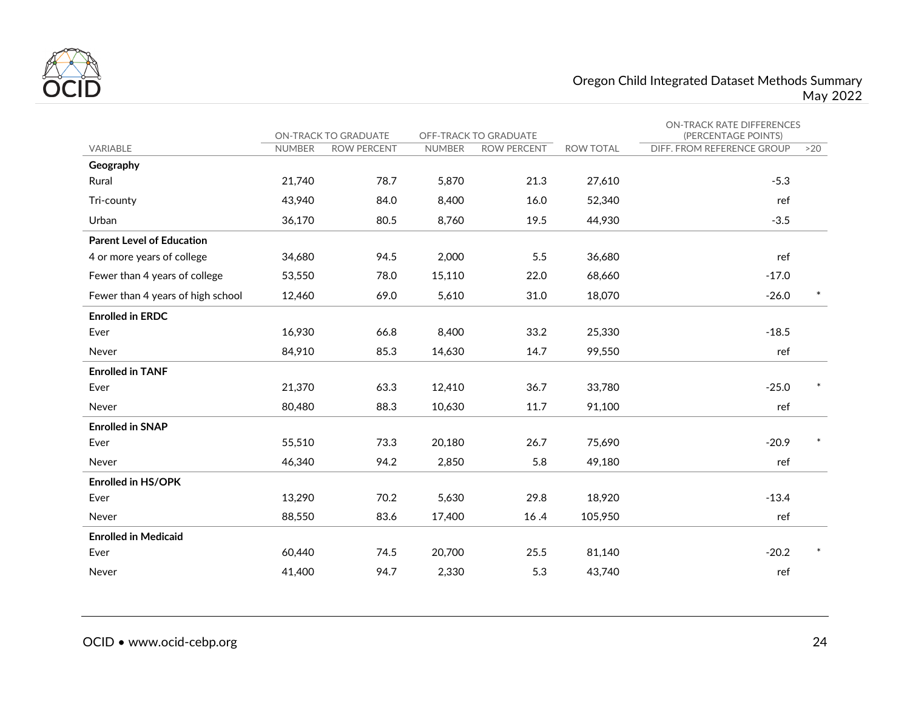| VARIABLE | ON-TRACK TO GRADUATE NUMBER | ON-TRACK TO GRADUATE ROW PERCENT | OFF-TRACK TO GRADUATE NUMBER | OFF-TRACK TO GRADUATE ROW PERCENT | ROW TOTAL | ON-TRACK RATE DIFFERENCES (PERCENTAGE POINTS) DIFF. FROM REFERENCE GROUP | >20 |
|---|---|---|---|---|---|---|---|
| **Geography** | | | | | | | |
| Rural | 21,740 | 78.7 | 5,870 | 21.3 | 27,610 | -5.3 | |
| Tri-county | 43,940 | 84.0 | 8,400 | 16.0 | 52,340 | ref | |
| Urban | 36,170 | 80.5 | 8,760 | 19.5 | 44,930 | -3.5 | |
| **Parent Level of Education** | | | | | | | |
| 4 or more years of college | 34,680 | 94.5 | 2,000 | 5.5 | 36,680 | ref | |
| Fewer than 4 years of college | 53,550 | 78.0 | 15,110 | 22.0 | 68,660 | -17.0 | |
| Fewer than 4 years of high school | 12,460 | 69.0 | 5,610 | 31.0 | 18,070 | -26.0 | * |
| **Enrolled in ERDC** | | | | | | | |
| Ever | 16,930 | 66.8 | 8,400 | 33.2 | 25,330 | -18.5 | |
| Never | 84,910 | 85.3 | 14,630 | 14.7 | 99,550 | ref | |
| **Enrolled in TANF** | | | | | | | |
| Ever | 21,370 | 63.3 | 12,410 | 36.7 | 33,780 | -25.0 | * |
| Never | 80,480 | 88.3 | 10,630 | 11.7 | 91,100 | ref | |
| **Enrolled in SNAP** | | | | | | | |
| Ever | 55,510 | 73.3 | 20,180 | 26.7 | 75,690 | -20.9 | * |
| Never | 46,340 | 94.2 | 2,850 | 5.8 | 49,180 | ref | |
| **Enrolled in HS/OPK** | | | | | | | |
| Ever | 13,290 | 70.2 | 5,630 | 29.8 | 18,920 | -13.4 | |
| Never | 88,550 | 83.6 | 17,400 | 16 .4 | 105,950 | ref | |
| **Enrolled in Medicaid** | | | | | | | |
| Ever | 60,440 | 74.5 | 20,700 | 25.5 | 81,140 | -20.2 | * |
| Never | 41,400 | 94.7 | 2,330 | 5.3 | 43,740 | ref | |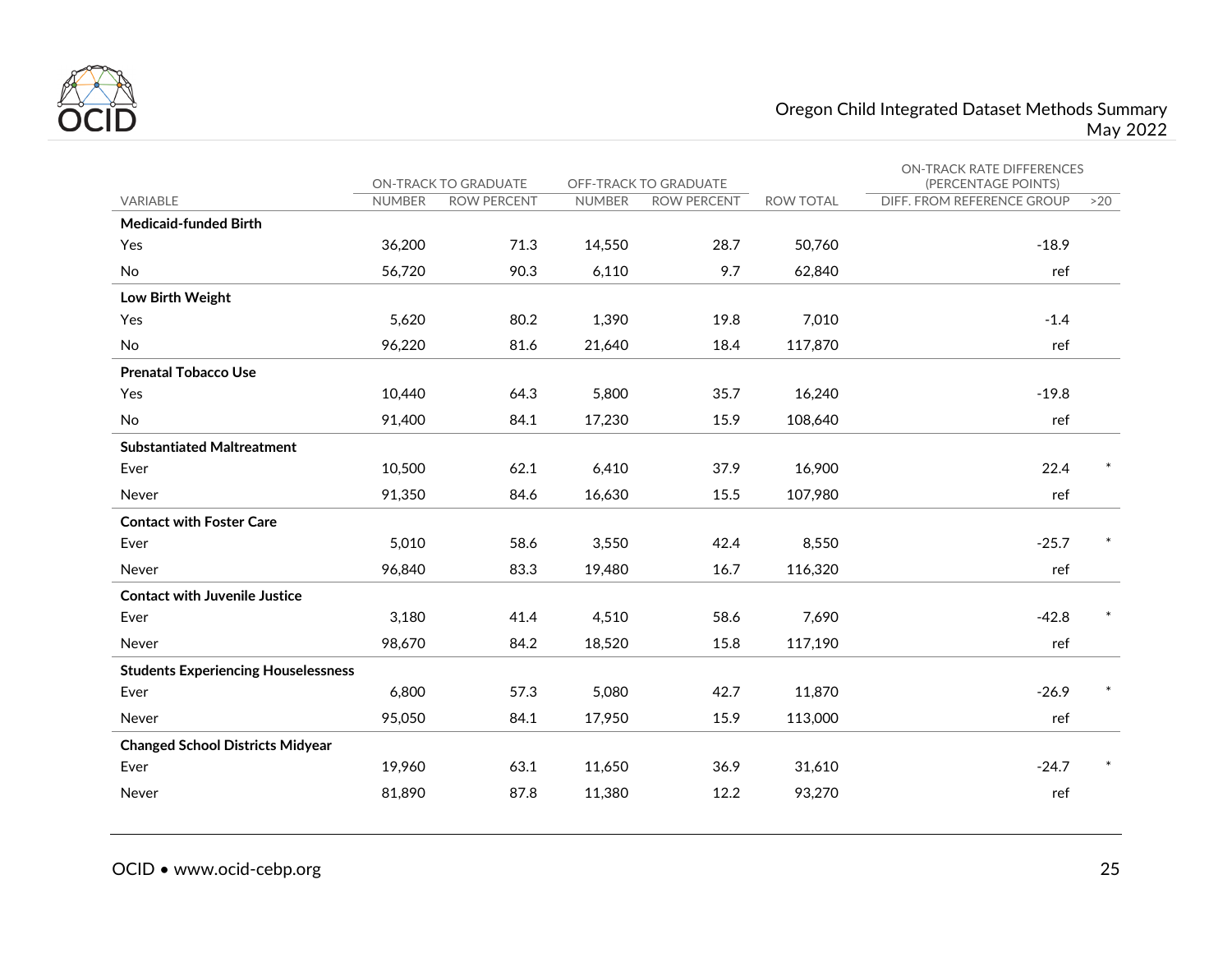| VARIABLE | ON-TRACK TO GRADUATE | | OFF-TRACK TO GRADUATE | | ROW TOTAL | ON-TRACK RATE DIFFERENCES (PERCENTAGE POINTS) | |
|---|---|---|---|---|---|---|---|
| | NUMBER | ROW PERCENT | NUMBER | ROW PERCENT | | DIFF. FROM REFERENCE GROUP | >20 |
| **Medicaid-funded Birth** | | | | | | | |
| Yes | 36,200 | 71.3 | 14,550 | 28.7 | 50,760 | -18.9 | |
| No | 56,720 | 90.3 | 6,110 | 9.7 | 62,840 | ref | |
| **Low Birth Weight** | | | | | | | |
| Yes | 5,620 | 80.2 | 1,390 | 19.8 | 7,010 | -1.4 | |
| No | 96,220 | 81.6 | 21,640 | 18.4 | 117,870 | ref | |
| **Prenatal Tobacco Use** | | | | | | | |
| Yes | 10,440 | 64.3 | 5,800 | 35.7 | 16,240 | -19.8 | |
| No | 91,400 | 84.1 | 17,230 | 15.9 | 108,640 | ref | |
| **Substantiated Maltreatment** | | | | | | | |
| Ever | 10,500 | 62.1 | 6,410 | 37.9 | 16,900 | 22.4 | * |
| Never | 91,350 | 84.6 | 16,630 | 15.5 | 107,980 | ref | |
| **Contact with Foster Care** | | | | | | | |
| Ever | 5,010 | 58.6 | 3,550 | 42.4 | 8,550 | -25.7 | * |
| Never | 96,840 | 83.3 | 19,480 | 16.7 | 116,320 | ref | |
| **Contact with Juvenile Justice** | | | | | | | |
| Ever | 3,180 | 41.4 | 4,510 | 58.6 | 7,690 | -42.8 | * |
| Never | 98,670 | 84.2 | 18,520 | 15.8 | 117,190 | ref | |
| **Students Experiencing Houselessness** | | | | | | | |
| Ever | 6,800 | 57.3 | 5,080 | 42.7 | 11,870 | -26.9 | * |
| Never | 95,050 | 84.1 | 17,950 | 15.9 | 113,000 | ref | |
| **Changed School Districts Midyear** | | | | | | | |
| Ever | 19,960 | 63.1 | 11,650 | 36.9 | 31,610 | -24.7 | * |
| Never | 81,890 | 87.8 | 11,380 | 12.2 | 93,270 | ref | |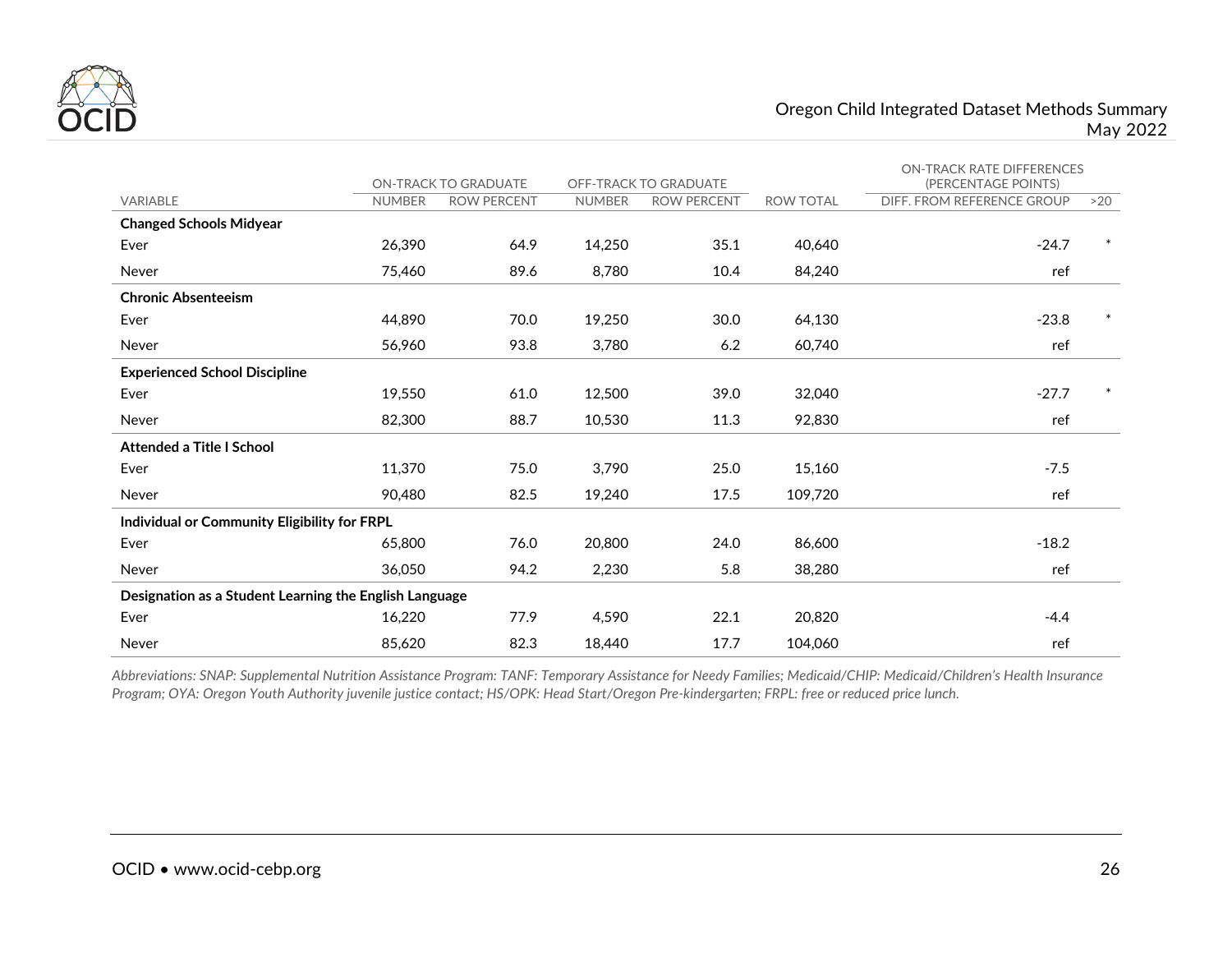| VARIABLE | ON-TRACK TO GRADUATE NUMBER | ON-TRACK TO GRADUATE ROW PERCENT | OFF-TRACK TO GRADUATE NUMBER | OFF-TRACK TO GRADUATE ROW PERCENT | ROW TOTAL | ON-TRACK RATE DIFFERENCES (PERCENTAGE POINTS) DIFF. FROM REFERENCE GROUP | >20 |
|---|---|---|---|---|---|---|---|
| **Changed Schools Midyear** | | | | | | | |
| Ever | 26,390 | 64.9 | 14,250 | 35.1 | 40,640 | -24.7 | * |
| Never | 75,460 | 89.6 | 8,780 | 10.4 | 84,240 | ref | |
| **Chronic Absenteeism** | | | | | | | |
| Ever | 44,890 | 70.0 | 19,250 | 30.0 | 64,130 | -23.8 | * |
| Never | 56,960 | 93.8 | 3,780 | 6.2 | 60,740 | ref | |
| **Experienced School Discipline** | | | | | | | |
| Ever | 19,550 | 61.0 | 12,500 | 39.0 | 32,040 | -27.7 | * |
| Never | 82,300 | 88.7 | 10,530 | 11.3 | 92,830 | ref | |
| **Attended a Title I School** | | | | | | | |
| Ever | 11,370 | 75.0 | 3,790 | 25.0 | 15,160 | -7.5 | |
| Never | 90,480 | 82.5 | 19,240 | 17.5 | 109,720 | ref | |
| **Individual or Community Eligibility for FRPL** | | | | | | | |
| Ever | 65,800 | 76.0 | 20,800 | 24.0 | 86,600 | -18.2 | |
| Never | 36,050 | 94.2 | 2,230 | 5.8 | 38,280 | ref | |
| **Designation as a Student Learning the English Language** | | | | | | | |
| Ever | 16,220 | 77.9 | 4,590 | 22.1 | 20,820 | -4.4 | |
| Never | 85,620 | 82.3 | 18,440 | 17.7 | 104,060 | ref | |

*Abbreviations: SNAP: Supplemental Nutrition Assistance Program: TANF: Temporary Assistance for Needy Families; Medicaid/CHIP: Medicaid/Children's Health Insurance Program; OYA: Oregon Youth Authority juvenile justice contact; HS/OPK: Head Start/Oregon Pre-kindergarten; FRPL: free or reduced price lunch.*